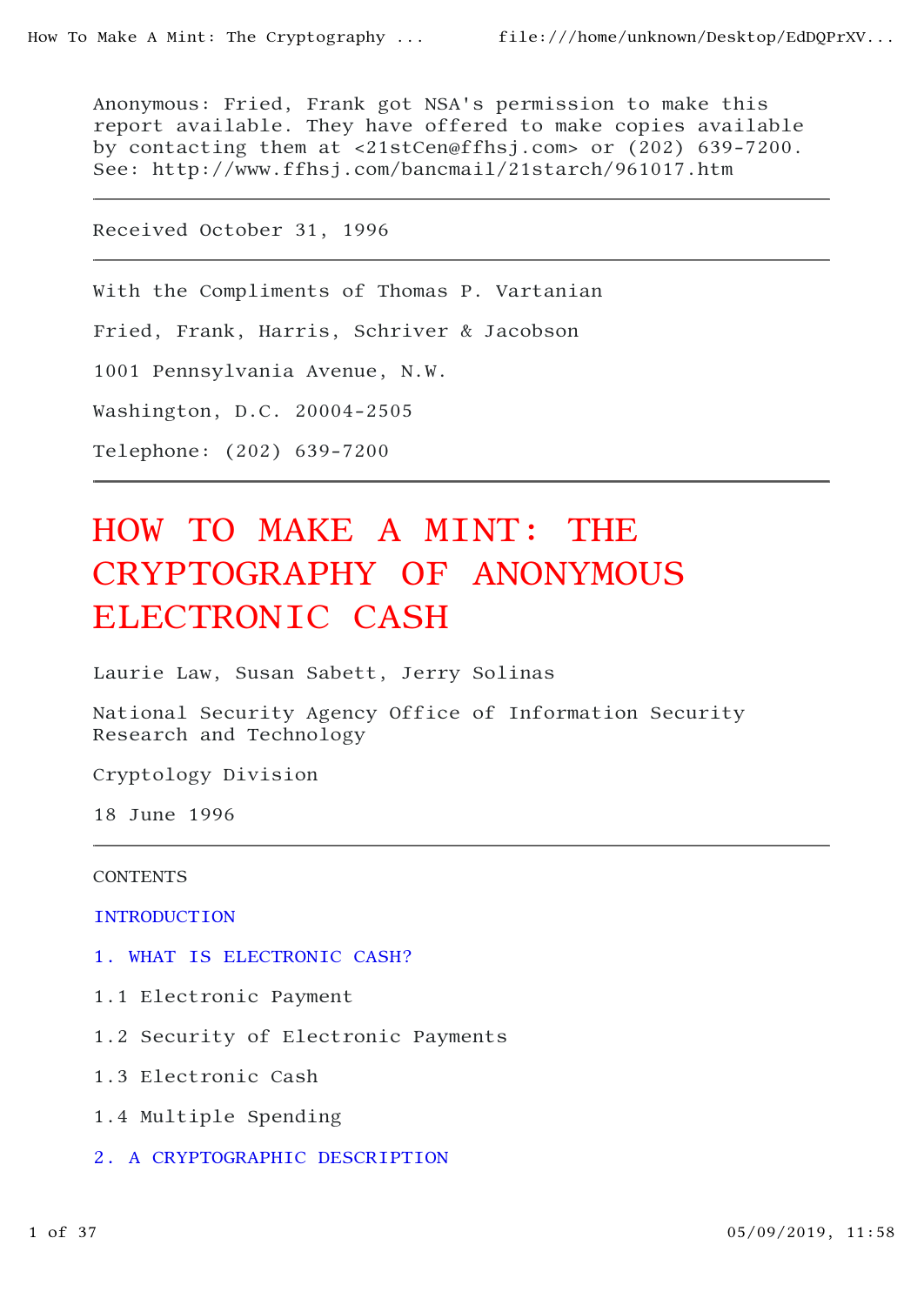Anonymous: Fried, Frank got NSA's permission to make this report available. They have offered to make copies available by contacting them at <21stCen@ffhsj.com> or (202) 639-7200. See: http://www.ffhsj.com/bancmail/21starch/961017.htm

---

Received October 31, 1996

---

With the Compliments of Thomas P. Vartanian

Fried, Frank, Harris, Schriver & Jacobson

1001 Pennsylvania Avenue, N.W.

Washington, D.C. 20004-2505

Telephone: (202) 639-7200

---

# HOW TO MAKE A MINT: THE CRYPTOGRAPHY OF ANONYMOUS ELECTRONIC CASH

Laurie Law, Susan Sabett, Jerry Solinas

National Security Agency Office of Information Security Research and Technology

Cryptology Division

18 June 1996

---

CONTENTS

INTRODUCTION

1. WHAT IS ELECTRONIC CASH?

1.1 Electronic Payment

1.2 Security of Electronic Payments

1.3 Electronic Cash

1.4 Multiple Spending

2. A CRYPTOGRAPHIC DESCRIPTION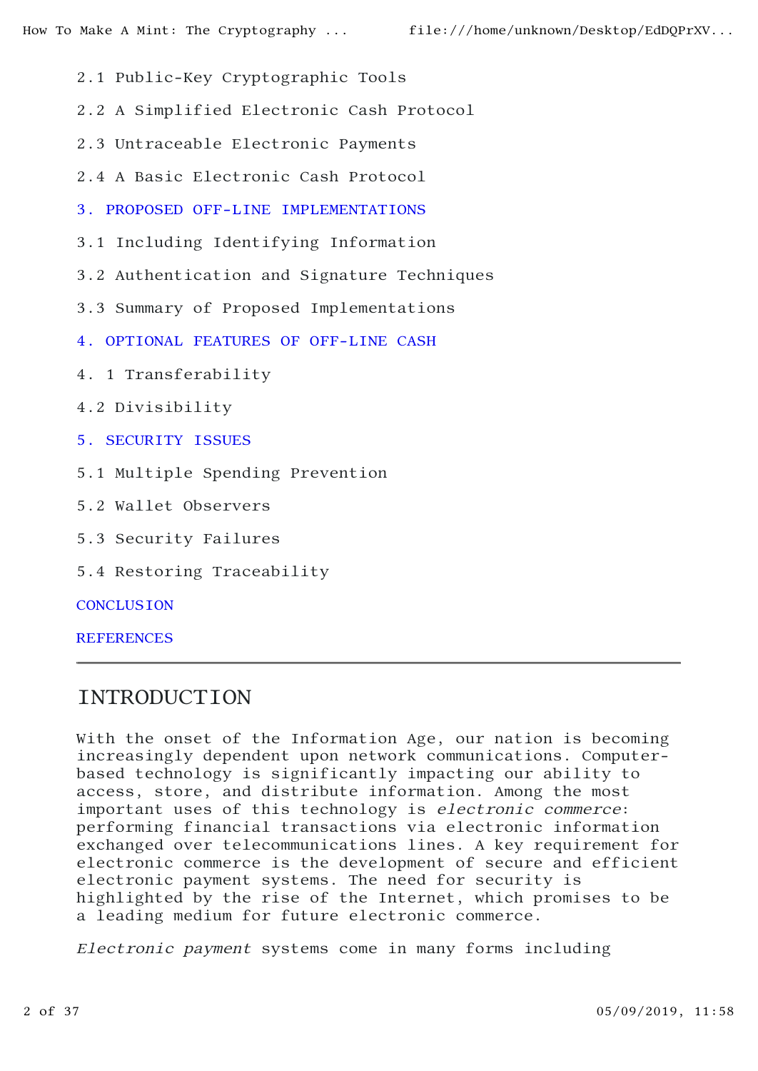2.1 Public-Key Cryptographic Tools

2.2 A Simplified Electronic Cash Protocol

2.3 Untraceable Electronic Payments

2.4 A Basic Electronic Cash Protocol

3. PROPOSED OFF-LINE IMPLEMENTATIONS

3.1 Including Identifying Information

3.2 Authentication and Signature Techniques

3.3 Summary of Proposed Implementations

4. OPTIONAL FEATURES OF OFF-LINE CASH

4. 1 Transferability

4.2 Divisibility

5. SECURITY ISSUES

5.1 Multiple Spending Prevention

5.2 Wallet Observers

5.3 Security Failures

5.4 Restoring Traceability

CONCLUSION

REFERENCES

---

## INTRODUCTION

With the onset of the Information Age, our nation is becoming increasingly dependent upon network communications. Computer-based technology is significantly impacting our ability to access, store, and distribute information. Among the most important uses of this technology is *electronic commerce*: performing financial transactions via electronic information exchanged over telecommunications lines. A key requirement for electronic commerce is the development of secure and efficient electronic payment systems. The need for security is highlighted by the rise of the Internet, which promises to be a leading medium for future electronic commerce.

*Electronic payment* systems come in many forms including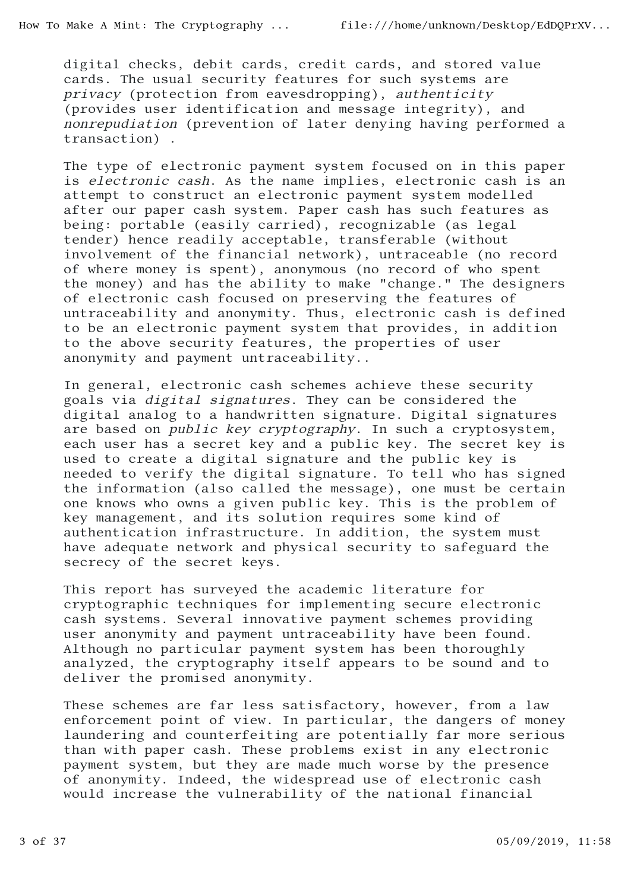digital checks, debit cards, credit cards, and stored value cards. The usual security features for such systems are *privacy* (protection from eavesdropping), *authenticity* (provides user identification and message integrity), and *nonrepudiation* (prevention of later denying having performed a transaction) .

The type of electronic payment system focused on in this paper is *electronic cash*. As the name implies, electronic cash is an attempt to construct an electronic payment system modelled after our paper cash system. Paper cash has such features as being: portable (easily carried), recognizable (as legal tender) hence readily acceptable, transferable (without involvement of the financial network), untraceable (no record of where money is spent), anonymous (no record of who spent the money) and has the ability to make "change." The designers of electronic cash focused on preserving the features of untraceability and anonymity. Thus, electronic cash is defined to be an electronic payment system that provides, in addition to the above security features, the properties of user anonymity and payment untraceability..

In general, electronic cash schemes achieve these security goals via *digital signatures*. They can be considered the digital analog to a handwritten signature. Digital signatures are based on *public key cryptography*. In such a cryptosystem, each user has a secret key and a public key. The secret key is used to create a digital signature and the public key is needed to verify the digital signature. To tell who has signed the information (also called the message), one must be certain one knows who owns a given public key. This is the problem of key management, and its solution requires some kind of authentication infrastructure. In addition, the system must have adequate network and physical security to safeguard the secrecy of the secret keys.

This report has surveyed the academic literature for cryptographic techniques for implementing secure electronic cash systems. Several innovative payment schemes providing user anonymity and payment untraceability have been found. Although no particular payment system has been thoroughly analyzed, the cryptography itself appears to be sound and to deliver the promised anonymity.

These schemes are far less satisfactory, however, from a law enforcement point of view. In particular, the dangers of money laundering and counterfeiting are potentially far more serious than with paper cash. These problems exist in any electronic payment system, but they are made much worse by the presence of anonymity. Indeed, the widespread use of electronic cash would increase the vulnerability of the national financial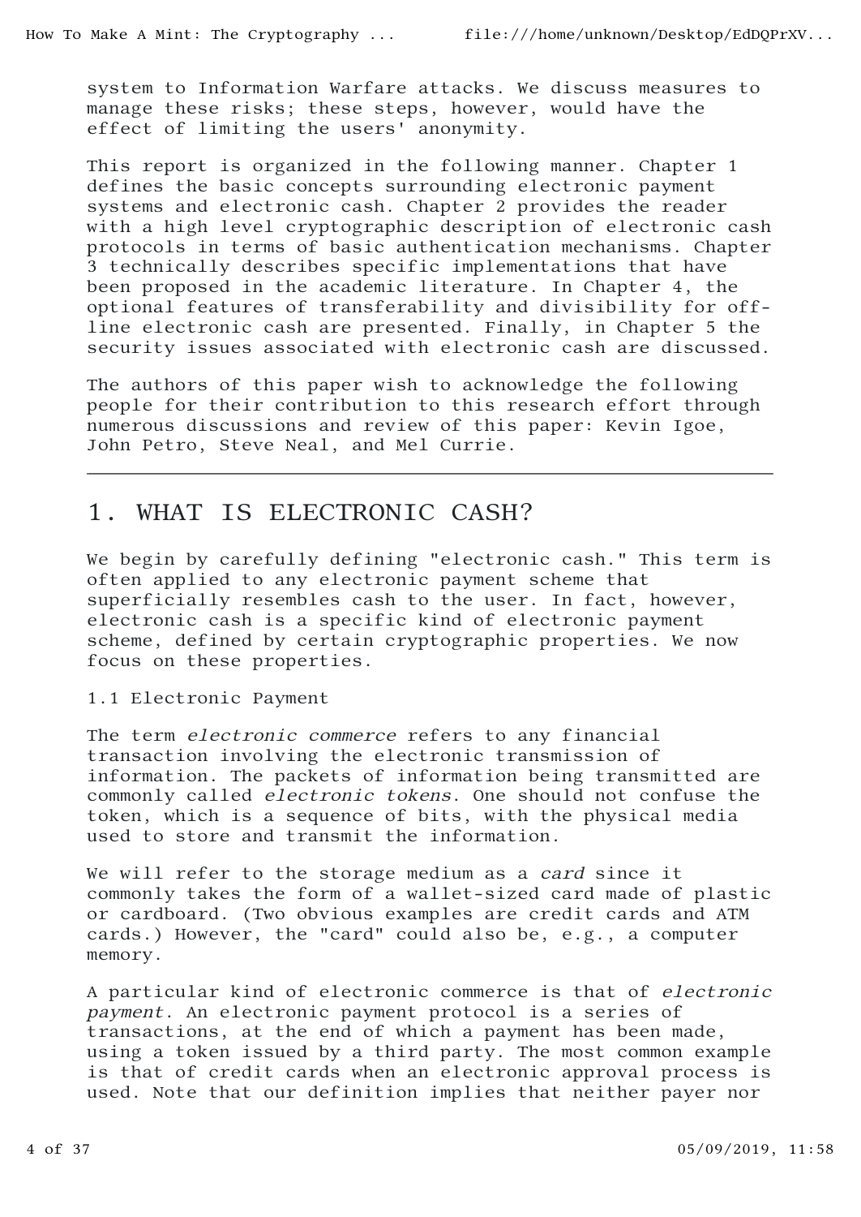system to Information Warfare attacks. We discuss measures to manage these risks; these steps, however, would have the effect of limiting the users' anonymity.

This report is organized in the following manner. Chapter 1 defines the basic concepts surrounding electronic payment systems and electronic cash. Chapter 2 provides the reader with a high level cryptographic description of electronic cash protocols in terms of basic authentication mechanisms. Chapter 3 technically describes specific implementations that have been proposed in the academic literature. In Chapter 4, the optional features of transferability and divisibility for off-line electronic cash are presented. Finally, in Chapter 5 the security issues associated with electronic cash are discussed.

The authors of this paper wish to acknowledge the following people for their contribution to this research effort through numerous discussions and review of this paper: Kevin Igoe, John Petro, Steve Neal, and Mel Currie.

---

## 1. WHAT IS ELECTRONIC CASH?

We begin by carefully defining "electronic cash." This term is often applied to any electronic payment scheme that superficially resembles cash to the user. In fact, however, electronic cash is a specific kind of electronic payment scheme, defined by certain cryptographic properties. We now focus on these properties.

### 1.1 Electronic Payment

The term *electronic commerce* refers to any financial transaction involving the electronic transmission of information. The packets of information being transmitted are commonly called *electronic tokens*. One should not confuse the token, which is a sequence of bits, with the physical media used to store and transmit the information.

We will refer to the storage medium as a *card* since it commonly takes the form of a wallet-sized card made of plastic or cardboard. (Two obvious examples are credit cards and ATM cards.) However, the "card" could also be, e.g., a computer memory.

A particular kind of electronic commerce is that of *electronic payment*. An electronic payment protocol is a series of transactions, at the end of which a payment has been made, using a token issued by a third party. The most common example is that of credit cards when an electronic approval process is used. Note that our definition implies that neither payer nor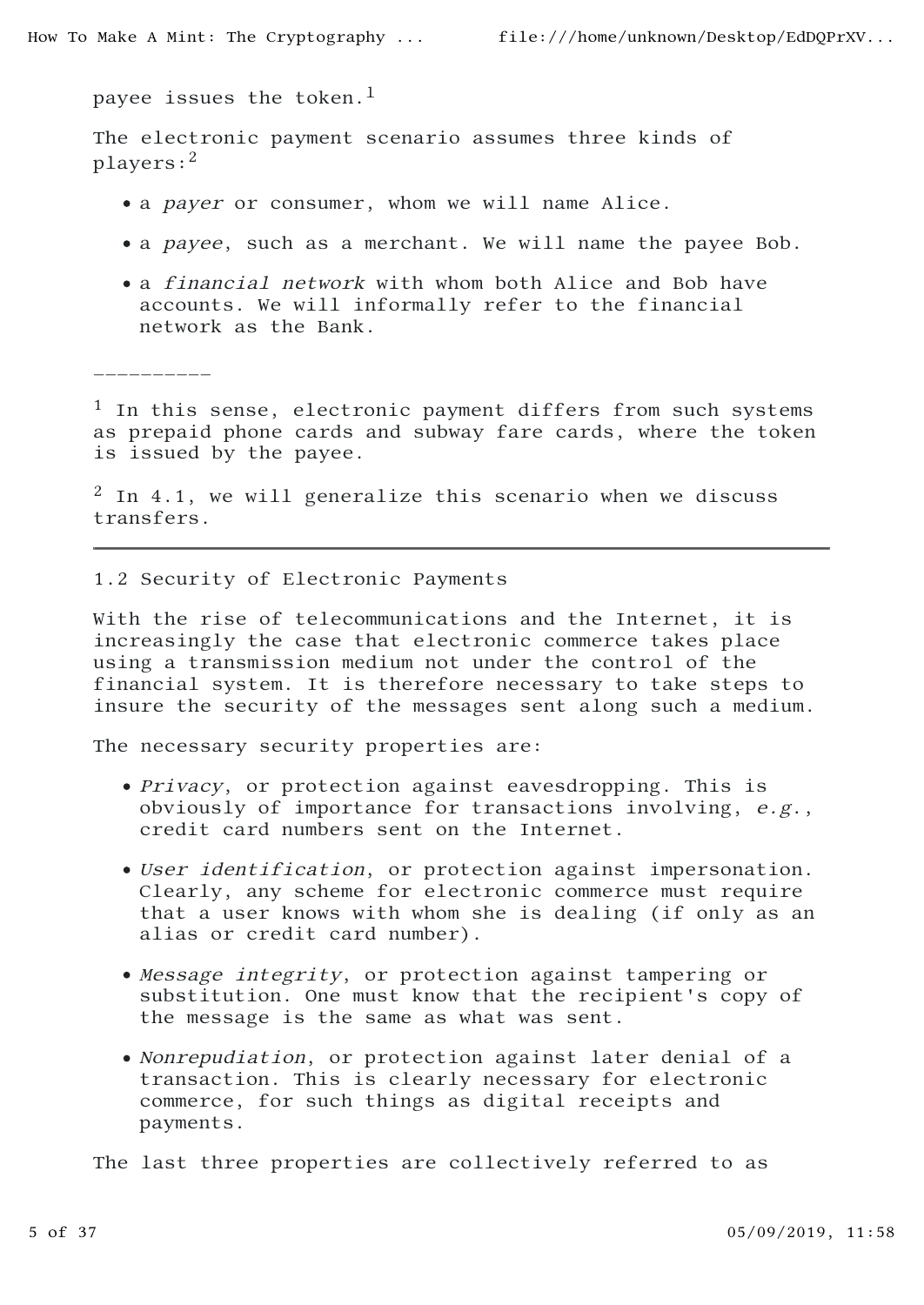payee issues the token.[1]

The electronic payment scenario assumes three kinds of players:[2]

- a *payer* or consumer, whom we will name Alice.
- a *payee*, such as a merchant. We will name the payee Bob.
- a *financial network* with whom both Alice and Bob have accounts. We will informally refer to the financial network as the Bank.

----------

[1] In this sense, electronic payment differs from such systems as prepaid phone cards and subway fare cards, where the token is issued by the payee.

[2] In 4.1, we will generalize this scenario when we discuss transfers.

---

## 1.2 Security of Electronic Payments

With the rise of telecommunications and the Internet, it is increasingly the case that electronic commerce takes place using a transmission medium not under the control of the financial system. It is therefore necessary to take steps to insure the security of the messages sent along such a medium.

The necessary security properties are:

- *Privacy*, or protection against eavesdropping. This is obviously of importance for transactions involving, *e.g.*, credit card numbers sent on the Internet.
- *User identification*, or protection against impersonation. Clearly, any scheme for electronic commerce must require that a user knows with whom she is dealing (if only as an alias or credit card number).
- *Message integrity*, or protection against tampering or substitution. One must know that the recipient's copy of the message is the same as what was sent.
- *Nonrepudiation*, or protection against later denial of a transaction. This is clearly necessary for electronic commerce, for such things as digital receipts and payments.

The last three properties are collectively referred to as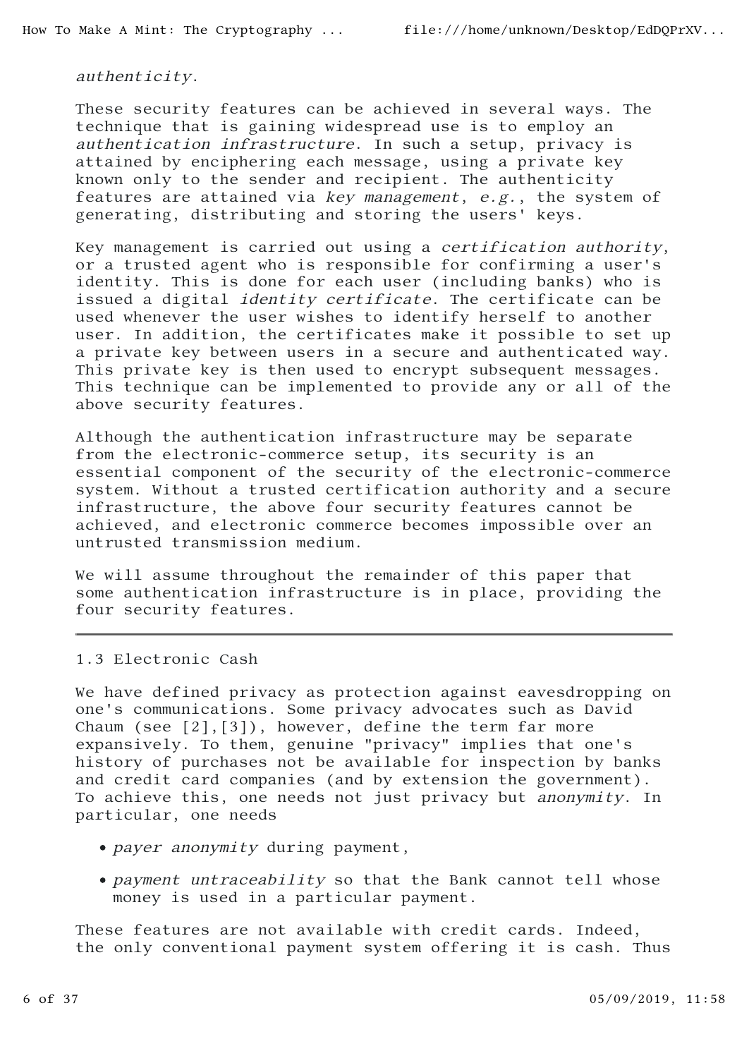*authenticity*.

These security features can be achieved in several ways. The technique that is gaining widespread use is to employ an *authentication infrastructure*. In such a setup, privacy is attained by enciphering each message, using a private key known only to the sender and recipient. The authenticity features are attained via *key management*, *e.g.*, the system of generating, distributing and storing the users' keys.

Key management is carried out using a *certification authority*, or a trusted agent who is responsible for confirming a user's identity. This is done for each user (including banks) who is issued a digital *identity certificate*. The certificate can be used whenever the user wishes to identify herself to another user. In addition, the certificates make it possible to set up a private key between users in a secure and authenticated way. This private key is then used to encrypt subsequent messages. This technique can be implemented to provide any or all of the above security features.

Although the authentication infrastructure may be separate from the electronic-commerce setup, its security is an essential component of the security of the electronic-commerce system. Without a trusted certification authority and a secure infrastructure, the above four security features cannot be achieved, and electronic commerce becomes impossible over an untrusted transmission medium.

We will assume throughout the remainder of this paper that some authentication infrastructure is in place, providing the four security features.

---

## 1.3 Electronic Cash

We have defined privacy as protection against eavesdropping on one's communications. Some privacy advocates such as David Chaum (see [2],[3]), however, define the term far more expansively. To them, genuine "privacy" implies that one's history of purchases not be available for inspection by banks and credit card companies (and by extension the government). To achieve this, one needs not just privacy but *anonymity*. In particular, one needs

- *payer anonymity* during payment,
- *payment untraceability* so that the Bank cannot tell whose money is used in a particular payment.

These features are not available with credit cards. Indeed, the only conventional payment system offering it is cash. Thus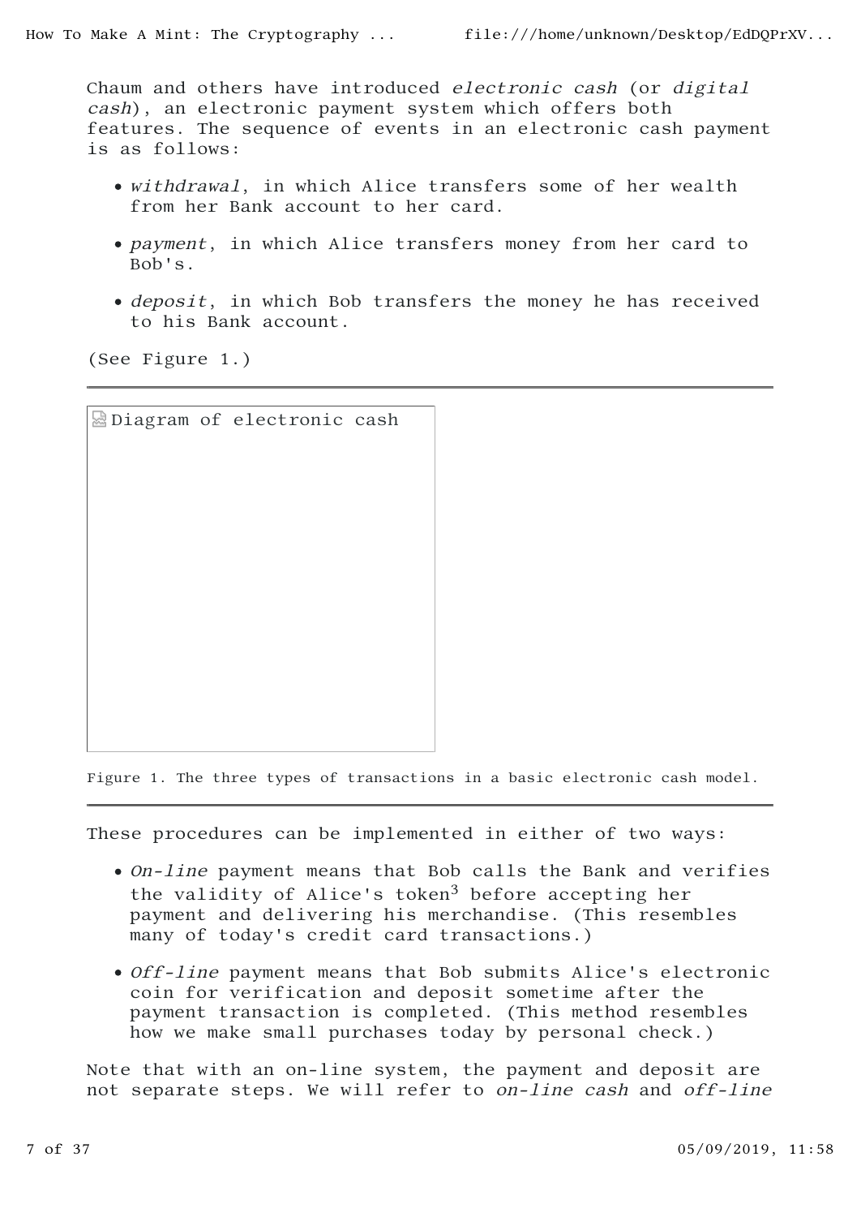Chaum and others have introduced *electronic cash* (or *digital cash*), an electronic payment system which offers both features. The sequence of events in an electronic cash payment is as follows:

- *withdrawal*, in which Alice transfers some of her wealth from her Bank account to her card.
- *payment*, in which Alice transfers money from her card to Bob's.
- *deposit*, in which Bob transfers the money he has received to his Bank account.

(See Figure 1.)

Diagram of electronic cash

Figure 1. The three types of transactions in a basic electronic cash model.

These procedures can be implemented in either of two ways:

- *On-line* payment means that Bob calls the Bank and verifies the validity of Alice's token[3] before accepting her payment and delivering his merchandise. (This resembles many of today's credit card transactions.)
- *Off-line* payment means that Bob submits Alice's electronic coin for verification and deposit sometime after the payment transaction is completed. (This method resembles how we make small purchases today by personal check.)

Note that with an on-line system, the payment and deposit are not separate steps. We will refer to *on-line cash* and *off-line*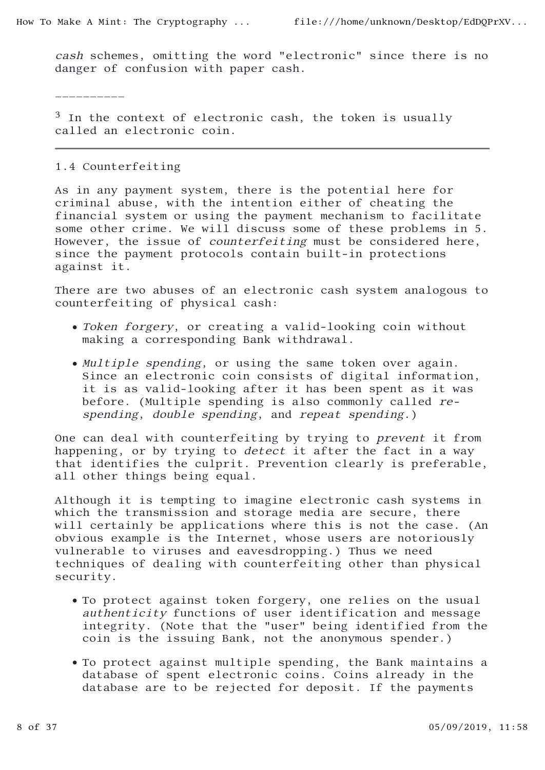*cash* schemes, omitting the word "electronic" since there is no danger of confusion with paper cash.

----------

[3] In the context of electronic cash, the token is usually called an electronic coin.

---

### 1.4 Counterfeiting

As in any payment system, there is the potential here for criminal abuse, with the intention either of cheating the financial system or using the payment mechanism to facilitate some other crime. We will discuss some of these problems in 5. However, the issue of *counterfeiting* must be considered here, since the payment protocols contain built-in protections against it.

There are two abuses of an electronic cash system analogous to counterfeiting of physical cash:

- *Token forgery*, or creating a valid-looking coin without making a corresponding Bank withdrawal.
- *Multiple spending*, or using the same token over again. Since an electronic coin consists of digital information, it is as valid-looking after it has been spent as it was before. (Multiple spending is also commonly called *re-spending*, *double spending*, and *repeat spending*.)

One can deal with counterfeiting by trying to *prevent* it from happening, or by trying to *detect* it after the fact in a way that identifies the culprit. Prevention clearly is preferable, all other things being equal.

Although it is tempting to imagine electronic cash systems in which the transmission and storage media are secure, there will certainly be applications where this is not the case. (An obvious example is the Internet, whose users are notoriously vulnerable to viruses and eavesdropping.) Thus we need techniques of dealing with counterfeiting other than physical security.

- To protect against token forgery, one relies on the usual *authenticity* functions of user identification and message integrity. (Note that the "user" being identified from the coin is the issuing Bank, not the anonymous spender.)
- To protect against multiple spending, the Bank maintains a database of spent electronic coins. Coins already in the database are to be rejected for deposit. If the payments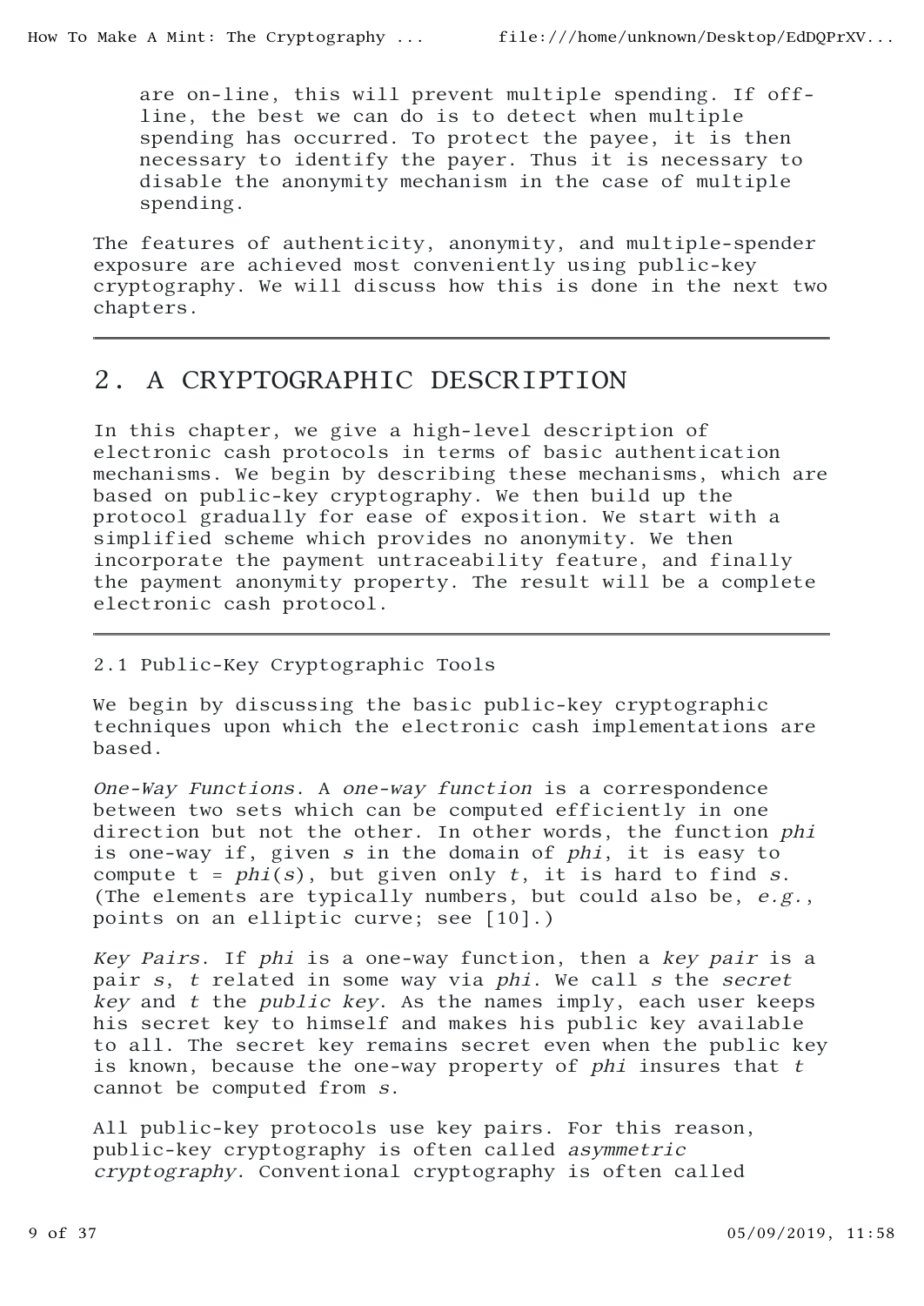are on-line, this will prevent multiple spending. If off-line, the best we can do is to detect when multiple spending has occurred. To protect the payee, it is then necessary to identify the payer. Thus it is necessary to disable the anonymity mechanism in the case of multiple spending.

The features of authenticity, anonymity, and multiple-spender exposure are achieved most conveniently using public-key cryptography. We will discuss how this is done in the next two chapters.

---

## 2. A CRYPTOGRAPHIC DESCRIPTION

In this chapter, we give a high-level description of electronic cash protocols in terms of basic authentication mechanisms. We begin by describing these mechanisms, which are based on public-key cryptography. We then build up the protocol gradually for ease of exposition. We start with a simplified scheme which provides no anonymity. We then incorporate the payment untraceability feature, and finally the payment anonymity property. The result will be a complete electronic cash protocol.

---

### 2.1 Public-Key Cryptographic Tools

We begin by discussing the basic public-key cryptographic techniques upon which the electronic cash implementations are based.

*One-Way Functions*. A *one-way function* is a correspondence between two sets which can be computed efficiently in one direction but not the other. In other words, the function *phi* is one-way if, given *s* in the domain of *phi*, it is easy to compute t = *phi*(*s*), but given only *t*, it is hard to find *s*. (The elements are typically numbers, but could also be, *e.g.*, points on an elliptic curve; see [10].)

*Key Pairs*. If *phi* is a one-way function, then a *key pair* is a pair *s*, *t* related in some way via *phi*. We call *s* the *secret key* and *t* the *public key*. As the names imply, each user keeps his secret key to himself and makes his public key available to all. The secret key remains secret even when the public key is known, because the one-way property of *phi* insures that *t* cannot be computed from *s*.

All public-key protocols use key pairs. For this reason, public-key cryptography is often called *asymmetric cryptography*. Conventional cryptography is often called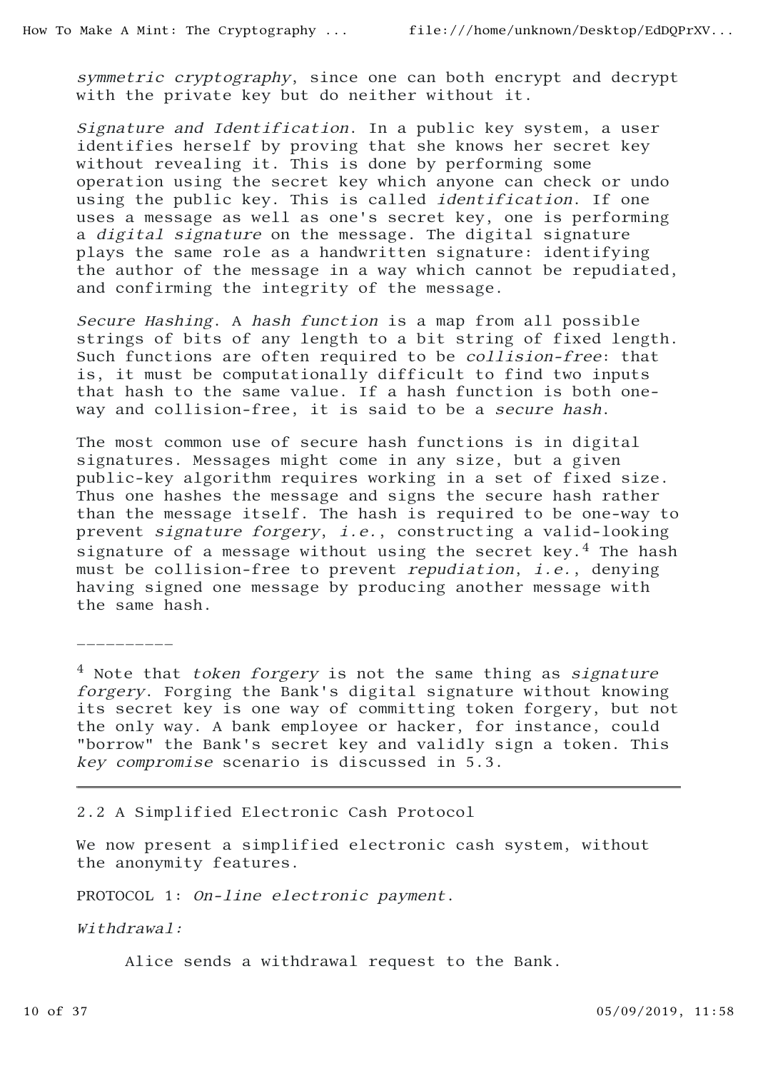*symmetric cryptography*, since one can both encrypt and decrypt with the private key but do neither without it.

*Signature and Identification*. In a public key system, a user identifies herself by proving that she knows her secret key without revealing it. This is done by performing some operation using the secret key which anyone can check or undo using the public key. This is called *identification*. If one uses a message as well as one's secret key, one is performing a *digital signature* on the message. The digital signature plays the same role as a handwritten signature: identifying the author of the message in a way which cannot be repudiated, and confirming the integrity of the message.

*Secure Hashing*. A *hash function* is a map from all possible strings of bits of any length to a bit string of fixed length. Such functions are often required to be *collision-free*: that is, it must be computationally difficult to find two inputs that hash to the same value. If a hash function is both one-way and collision-free, it is said to be a *secure hash*.

The most common use of secure hash functions is in digital signatures. Messages might come in any size, but a given public-key algorithm requires working in a set of fixed size. Thus one hashes the message and signs the secure hash rather than the message itself. The hash is required to be one-way to prevent *signature forgery*, *i.e.*, constructing a valid-looking signature of a message without using the secret key.[4] The hash must be collision-free to prevent *repudiation*, *i.e.*, denying having signed one message by producing another message with the same hash.

----------

[4] Note that *token forgery* is not the same thing as *signature forgery*. Forging the Bank's digital signature without knowing its secret key is one way of committing token forgery, but not the only way. A bank employee or hacker, for instance, could "borrow" the Bank's secret key and validly sign a token. This *key compromise* scenario is discussed in 5.3.

---

## 2.2 A Simplified Electronic Cash Protocol

We now present a simplified electronic cash system, without the anonymity features.

PROTOCOL 1: *On-line electronic payment*.

*Withdrawal:*

Alice sends a withdrawal request to the Bank.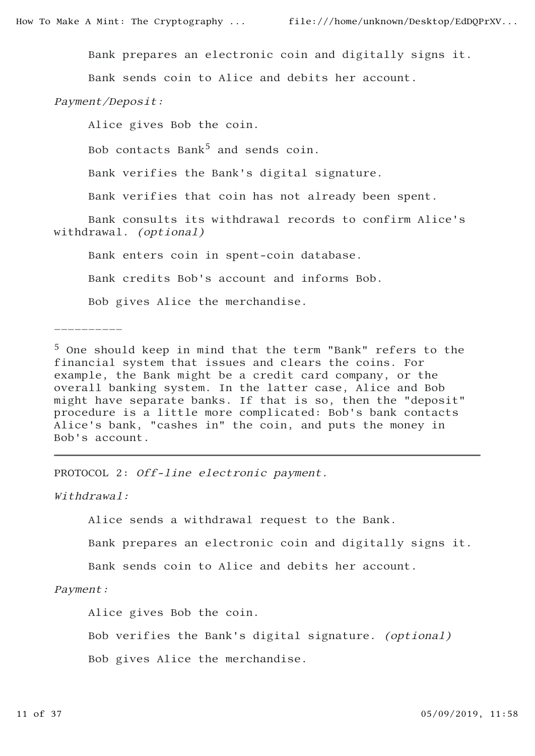Bank prepares an electronic coin and digitally signs it.

Bank sends coin to Alice and debits her account.

*Payment/Deposit:*

Alice gives Bob the coin.

Bob contacts Bank[5] and sends coin.

Bank verifies the Bank's digital signature.

Bank verifies that coin has not already been spent.

Bank consults its withdrawal records to confirm Alice's withdrawal. *(optional)*

Bank enters coin in spent-coin database.

Bank credits Bob's account and informs Bob.

Bob gives Alice the merchandise.

----------

[5] One should keep in mind that the term "Bank" refers to the financial system that issues and clears the coins. For example, the Bank might be a credit card company, or the overall banking system. In the latter case, Alice and Bob might have separate banks. If that is so, then the "deposit" procedure is a little more complicated: Bob's bank contacts Alice's bank, "cashes in" the coin, and puts the money in Bob's account.

---

PROTOCOL 2: *Off-line electronic payment.*

*Withdrawal:*

Alice sends a withdrawal request to the Bank.

Bank prepares an electronic coin and digitally signs it.

Bank sends coin to Alice and debits her account.

*Payment:*

Alice gives Bob the coin.

Bob verifies the Bank's digital signature. *(optional)*

Bob gives Alice the merchandise.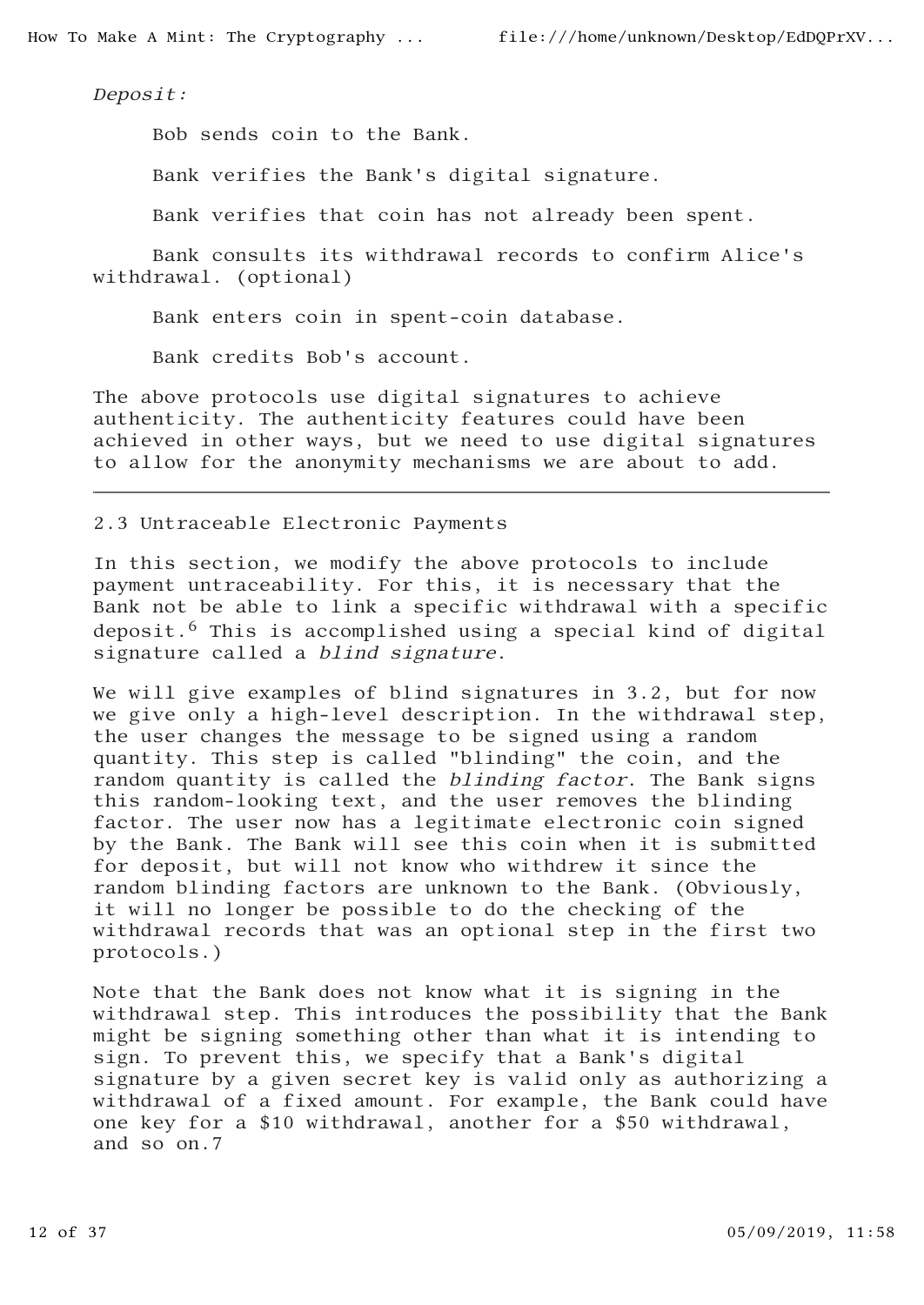*Deposit:*

Bob sends coin to the Bank.

Bank verifies the Bank's digital signature.

Bank verifies that coin has not already been spent.

Bank consults its withdrawal records to confirm Alice's withdrawal. (optional)

Bank enters coin in spent-coin database.

Bank credits Bob's account.

The above protocols use digital signatures to achieve authenticity. The authenticity features could have been achieved in other ways, but we need to use digital signatures to allow for the anonymity mechanisms we are about to add.

---

## 2.3 Untraceable Electronic Payments

In this section, we modify the above protocols to include payment untraceability. For this, it is necessary that the Bank not be able to link a specific withdrawal with a specific deposit.[6] This is accomplished using a special kind of digital signature called a *blind signature*.

We will give examples of blind signatures in 3.2, but for now we give only a high-level description. In the withdrawal step, the user changes the message to be signed using a random quantity. This step is called "blinding" the coin, and the random quantity is called the *blinding factor*. The Bank signs this random-looking text, and the user removes the blinding factor. The user now has a legitimate electronic coin signed by the Bank. The Bank will see this coin when it is submitted for deposit, but will not know who withdrew it since the random blinding factors are unknown to the Bank. (Obviously, it will no longer be possible to do the checking of the withdrawal records that was an optional step in the first two protocols.)

Note that the Bank does not know what it is signing in the withdrawal step. This introduces the possibility that the Bank might be signing something other than what it is intending to sign. To prevent this, we specify that a Bank's digital signature by a given secret key is valid only as authorizing a withdrawal of a fixed amount. For example, the Bank could have one key for a $10 withdrawal, another for a $50 withdrawal, and so on.7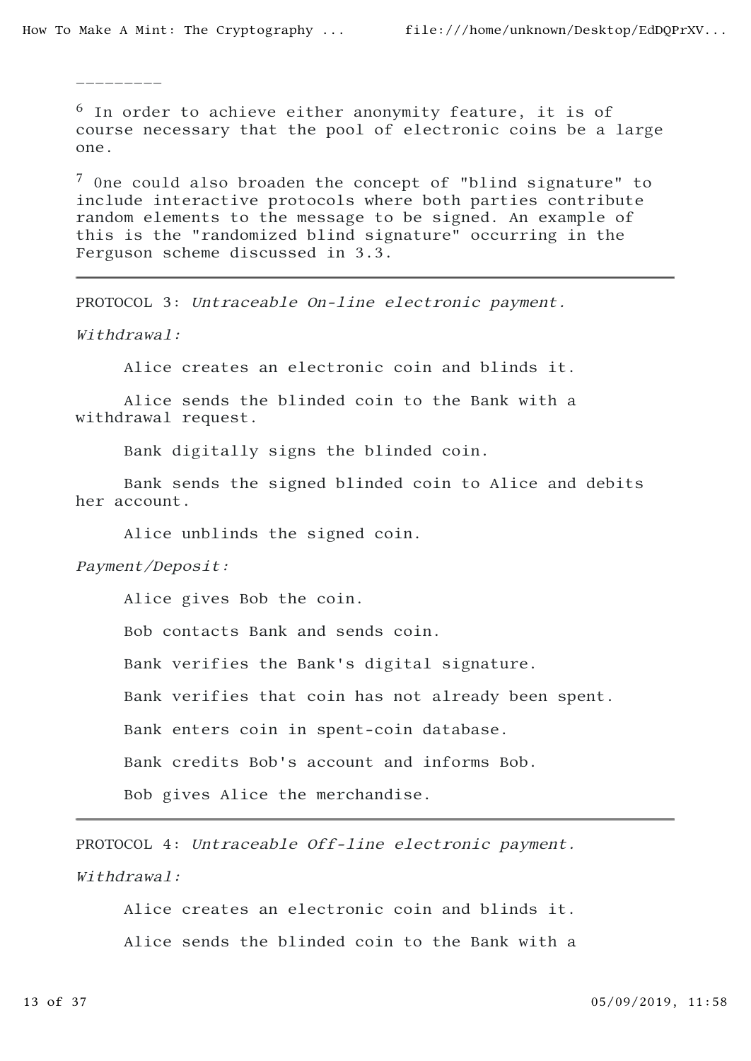---------

[6] In order to achieve either anonymity feature, it is of course necessary that the pool of electronic coins be a large one.

[7] One could also broaden the concept of "blind signature" to include interactive protocols where both parties contribute random elements to the message to be signed. An example of this is the "randomized blind signature" occurring in the Ferguson scheme discussed in 3.3.

---

PROTOCOL 3: *Untraceable On-line electronic payment.*

*Withdrawal:*

Alice creates an electronic coin and blinds it.

Alice sends the blinded coin to the Bank with a withdrawal request.

Bank digitally signs the blinded coin.

Bank sends the signed blinded coin to Alice and debits her account.

Alice unblinds the signed coin.

*Payment/Deposit:*

Alice gives Bob the coin.

Bob contacts Bank and sends coin.

Bank verifies the Bank's digital signature.

Bank verifies that coin has not already been spent.

Bank enters coin in spent-coin database.

Bank credits Bob's account and informs Bob.

Bob gives Alice the merchandise.

---

PROTOCOL 4: *Untraceable Off-line electronic payment.*

*Withdrawal:*

Alice creates an electronic coin and blinds it.

Alice sends the blinded coin to the Bank with a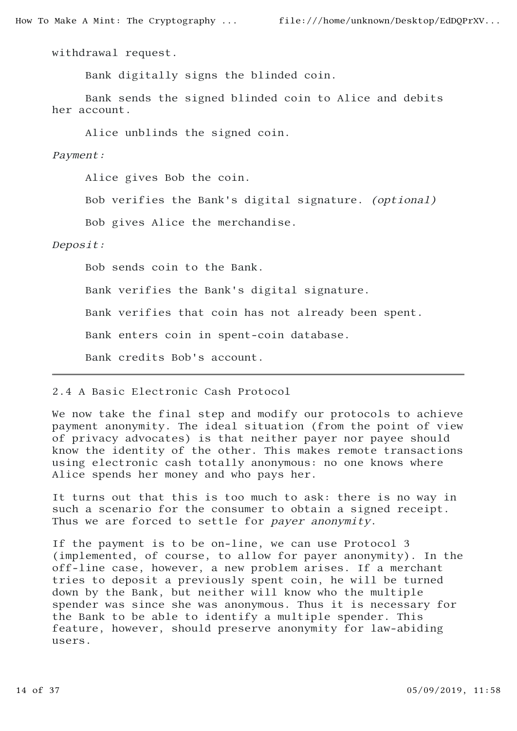withdrawal request.

Bank digitally signs the blinded coin.

Bank sends the signed blinded coin to Alice and debits her account.

Alice unblinds the signed coin.

*Payment:*

Alice gives Bob the coin.

Bob verifies the Bank's digital signature. *(optional)*

Bob gives Alice the merchandise.

*Deposit:*

Bob sends coin to the Bank.

Bank verifies the Bank's digital signature.

Bank verifies that coin has not already been spent.

Bank enters coin in spent-coin database.

Bank credits Bob's account.

---

## 2.4 A Basic Electronic Cash Protocol

We now take the final step and modify our protocols to achieve payment anonymity. The ideal situation (from the point of view of privacy advocates) is that neither payer nor payee should know the identity of the other. This makes remote transactions using electronic cash totally anonymous: no one knows where Alice spends her money and who pays her.

It turns out that this is too much to ask: there is no way in such a scenario for the consumer to obtain a signed receipt. Thus we are forced to settle for *payer anonymity*.

If the payment is to be on-line, we can use Protocol 3 (implemented, of course, to allow for payer anonymity). In the off-line case, however, a new problem arises. If a merchant tries to deposit a previously spent coin, he will be turned down by the Bank, but neither will know who the multiple spender was since she was anonymous. Thus it is necessary for the Bank to be able to identify a multiple spender. This feature, however, should preserve anonymity for law-abiding users.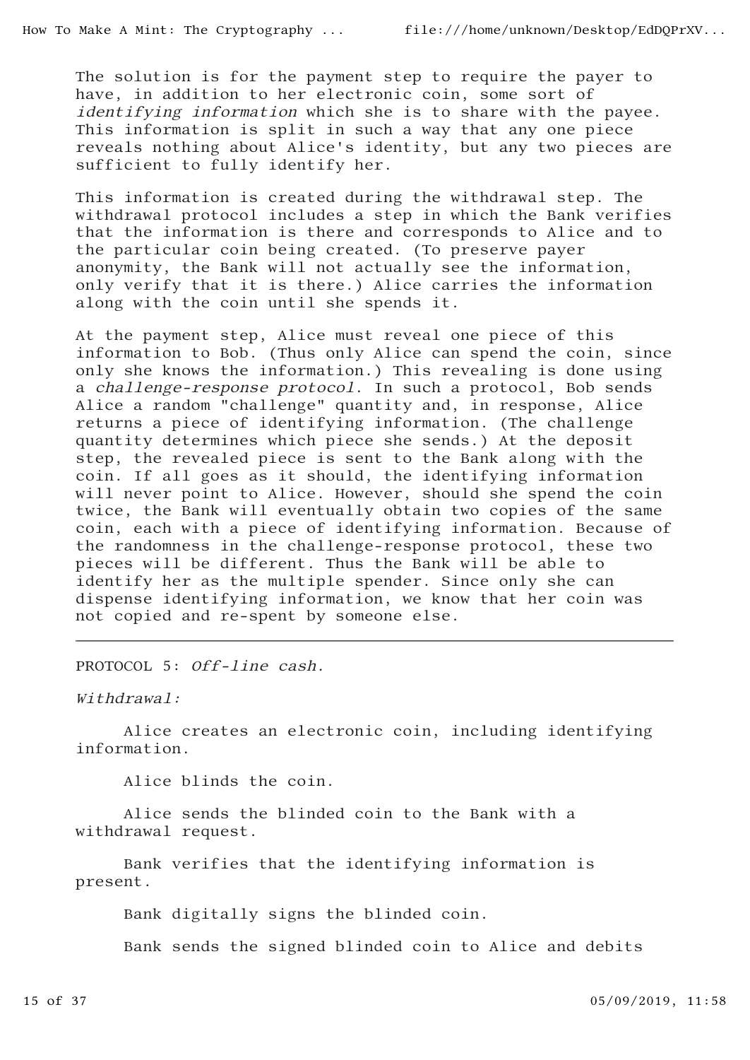The solution is for the payment step to require the payer to have, in addition to her electronic coin, some sort of *identifying information* which she is to share with the payee. This information is split in such a way that any one piece reveals nothing about Alice's identity, but any two pieces are sufficient to fully identify her.

This information is created during the withdrawal step. The withdrawal protocol includes a step in which the Bank verifies that the information is there and corresponds to Alice and to the particular coin being created. (To preserve payer anonymity, the Bank will not actually see the information, only verify that it is there.) Alice carries the information along with the coin until she spends it.

At the payment step, Alice must reveal one piece of this information to Bob. (Thus only Alice can spend the coin, since only she knows the information.) This revealing is done using a *challenge-response protocol*. In such a protocol, Bob sends Alice a random "challenge" quantity and, in response, Alice returns a piece of identifying information. (The challenge quantity determines which piece she sends.) At the deposit step, the revealed piece is sent to the Bank along with the coin. If all goes as it should, the identifying information will never point to Alice. However, should she spend the coin twice, the Bank will eventually obtain two copies of the same coin, each with a piece of identifying information. Because of the randomness in the challenge-response protocol, these two pieces will be different. Thus the Bank will be able to identify her as the multiple spender. Since only she can dispense identifying information, we know that her coin was not copied and re-spent by someone else.

---

PROTOCOL 5: *Off-line cash.*

*Withdrawal:*

Alice creates an electronic coin, including identifying information.

Alice blinds the coin.

Alice sends the blinded coin to the Bank with a withdrawal request.

Bank verifies that the identifying information is present.

Bank digitally signs the blinded coin.

Bank sends the signed blinded coin to Alice and debits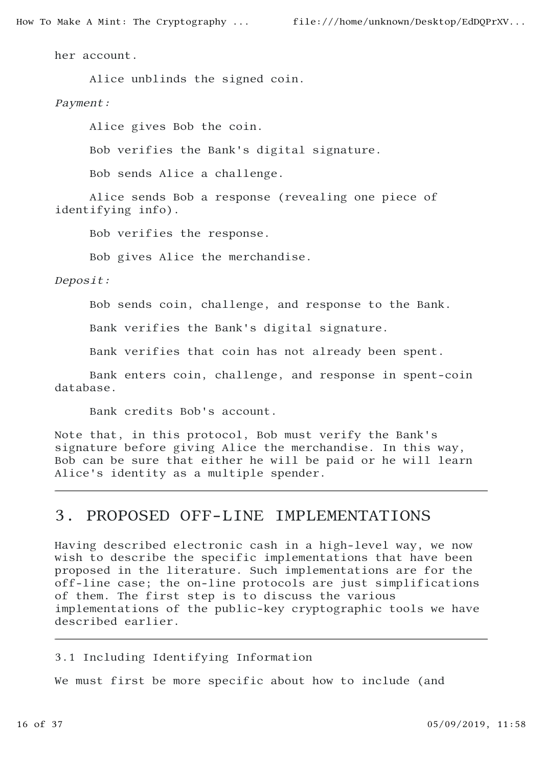her account.

Alice unblinds the signed coin.

*Payment:*

Alice gives Bob the coin.

Bob verifies the Bank's digital signature.

Bob sends Alice a challenge.

Alice sends Bob a response (revealing one piece of identifying info).

Bob verifies the response.

Bob gives Alice the merchandise.

*Deposit:*

Bob sends coin, challenge, and response to the Bank.

Bank verifies the Bank's digital signature.

Bank verifies that coin has not already been spent.

Bank enters coin, challenge, and response in spent-coin database.

Bank credits Bob's account.

Note that, in this protocol, Bob must verify the Bank's signature before giving Alice the merchandise. In this way, Bob can be sure that either he will be paid or he will learn Alice's identity as a multiple spender.

---

## 3. PROPOSED OFF-LINE IMPLEMENTATIONS

Having described electronic cash in a high-level way, we now wish to describe the specific implementations that have been proposed in the literature. Such implementations are for the off-line case; the on-line protocols are just simplifications of them. The first step is to discuss the various implementations of the public-key cryptographic tools we have described earlier.

---

### 3.1 Including Identifying Information

We must first be more specific about how to include (and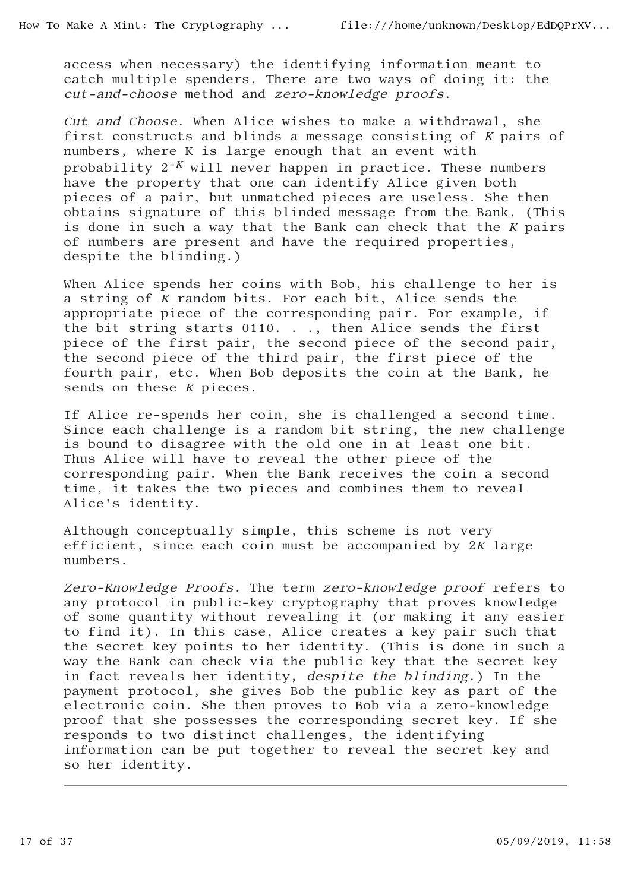access when necessary) the identifying information meant to catch multiple spenders. There are two ways of doing it: the *cut-and-choose* method and *zero-knowledge proofs*.

*Cut and Choose.* When Alice wishes to make a withdrawal, she first constructs and blinds a message consisting of $K$ pairs of numbers, where K is large enough that an event with probability $2^{-K}$ will never happen in practice. These numbers have the property that one can identify Alice given both pieces of a pair, but unmatched pieces are useless. She then obtains signature of this blinded message from the Bank. (This is done in such a way that the Bank can check that the $K$ pairs of numbers are present and have the required properties, despite the blinding.)

When Alice spends her coins with Bob, his challenge to her is a string of $K$ random bits. For each bit, Alice sends the appropriate piece of the corresponding pair. For example, if the bit string starts 0110. . ., then Alice sends the first piece of the first pair, the second piece of the second pair, the second piece of the third pair, the first piece of the fourth pair, etc. When Bob deposits the coin at the Bank, he sends on these $K$ pieces.

If Alice re-spends her coin, she is challenged a second time. Since each challenge is a random bit string, the new challenge is bound to disagree with the old one in at least one bit. Thus Alice will have to reveal the other piece of the corresponding pair. When the Bank receives the coin a second time, it takes the two pieces and combines them to reveal Alice's identity.

Although conceptually simple, this scheme is not very efficient, since each coin must be accompanied by $2K$ large numbers.

*Zero-Knowledge Proofs.* The term *zero-knowledge proof* refers to any protocol in public-key cryptography that proves knowledge of some quantity without revealing it (or making it any easier to find it). In this case, Alice creates a key pair such that the secret key points to her identity. (This is done in such a way the Bank can check via the public key that the secret key in fact reveals her identity, *despite the blinding*.) In the payment protocol, she gives Bob the public key as part of the electronic coin. She then proves to Bob via a zero-knowledge proof that she possesses the corresponding secret key. If she responds to two distinct challenges, the identifying information can be put together to reveal the secret key and so her identity.

---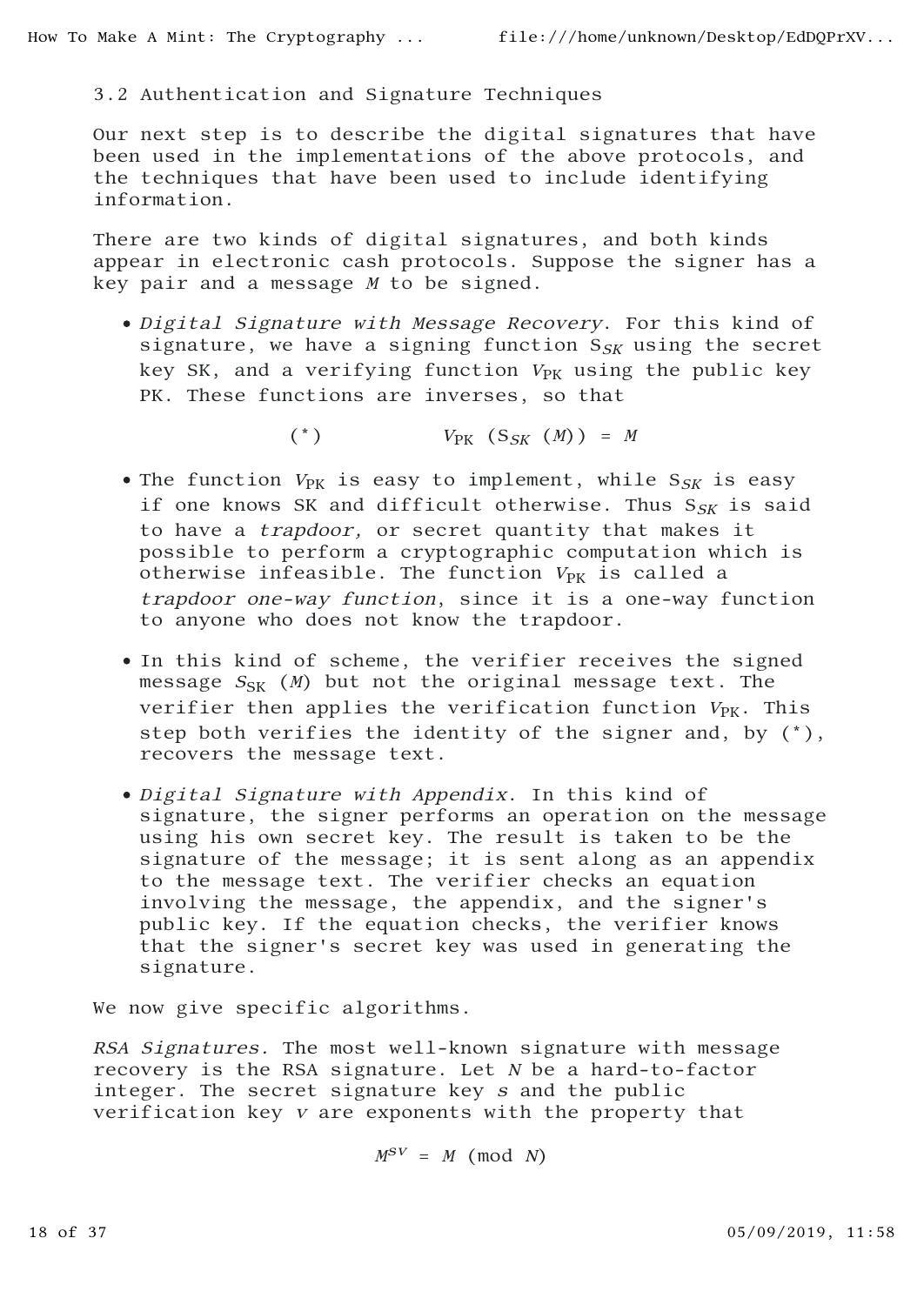### 3.2 Authentication and Signature Techniques

Our next step is to describe the digital signatures that have been used in the implementations of the above protocols, and the techniques that have been used to include identifying information.

There are two kinds of digital signatures, and both kinds appear in electronic cash protocols. Suppose the signer has a key pair and a message $M$ to be signed.

- *Digital Signature with Message Recovery*. For this kind of signature, we have a signing function $S_{SK}$ using the secret key SK, and a verifying function $V_{PK}$ using the public key PK. These functions are inverses, so that

$$(*) \qquad V_{PK}\ (S_{SK}\ (M)) = M$$

- The function $V_{PK}$ is easy to implement, while $S_{SK}$ is easy if one knows SK and difficult otherwise. Thus $S_{SK}$ is said to have a *trapdoor,* or secret quantity that makes it possible to perform a cryptographic computation which is otherwise infeasible. The function $V_{PK}$ is called a *trapdoor one-way function*, since it is a one-way function to anyone who does not know the trapdoor.
- In this kind of scheme, the verifier receives the signed message $S_{SK}\ (M)$ but not the original message text. The verifier then applies the verification function $V_{PK}$. This step both verifies the identity of the signer and, by (*), recovers the message text.
- *Digital Signature with Appendix*. In this kind of signature, the signer performs an operation on the message using his own secret key. The result is taken to be the signature of the message; it is sent along as an appendix to the message text. The verifier checks an equation involving the message, the appendix, and the signer's public key. If the equation checks, the verifier knows that the signer's secret key was used in generating the signature.

We now give specific algorithms.

*RSA Signatures.* The most well-known signature with message recovery is the RSA signature. Let $N$ be a hard-to-factor integer. The secret signature key $s$ and the public verification key $v$ are exponents with the property that

$$M^{sv} = M \pmod{N}$$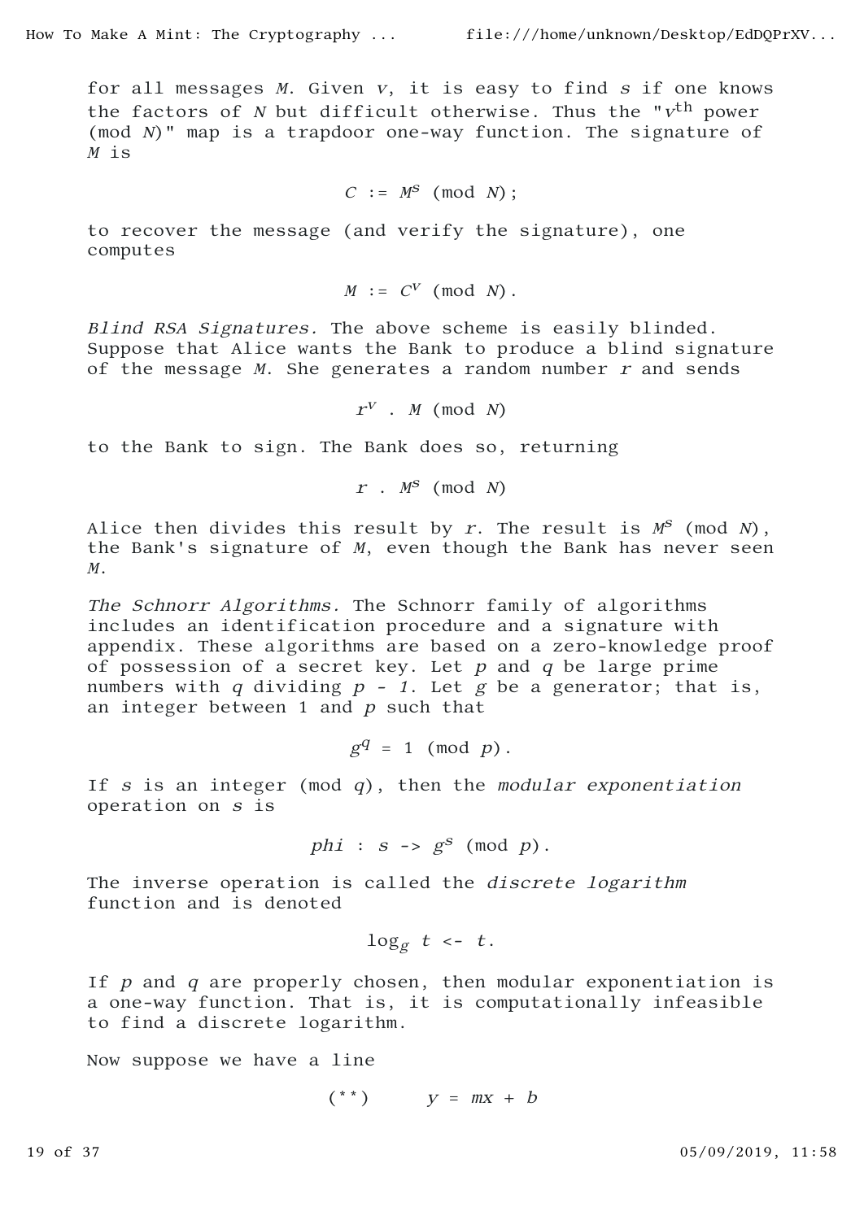for all messages $M$. Given $v$, it is easy to find $s$ if one knows the factors of $N$ but difficult otherwise. Thus the "$v^{\text{th}}$ power (mod $N$)" map is a trapdoor one-way function. The signature of $M$ is

$$C := M^s \pmod{N};$$

to recover the message (and verify the signature), one computes

$$M := C^v \pmod{N}.$$

*Blind RSA Signatures.* The above scheme is easily blinded. Suppose that Alice wants the Bank to produce a blind signature of the message $M$. She generates a random number $r$ and sends

$$r^v \cdot M \pmod{N}$$

to the Bank to sign. The Bank does so, returning

$$r \cdot M^s \pmod{N}$$

Alice then divides this result by $r$. The result is $M^s \pmod{N}$, the Bank's signature of $M$, even though the Bank has never seen $M$.

*The Schnorr Algorithms.* The Schnorr family of algorithms includes an identification procedure and a signature with appendix. These algorithms are based on a zero-knowledge proof of possession of a secret key. Let $p$ and $q$ be large prime numbers with $q$ dividing $p - 1$. Let $g$ be a generator; that is, an integer between 1 and $p$ such that

$$g^q = 1 \pmod{p}.$$

If $s$ is an integer (mod $q$), then the *modular exponentiation* operation on $s$ is

$$phi : s \to g^s \pmod{p}.$$

The inverse operation is called the *discrete logarithm* function and is denoted

$$\log_g t \leftarrow t.$$

If $p$ and $q$ are properly chosen, then modular exponentiation is a one-way function. That is, it is computationally infeasible to find a discrete logarithm.

Now suppose we have a line

$$(**) \qquad y = mx + b$$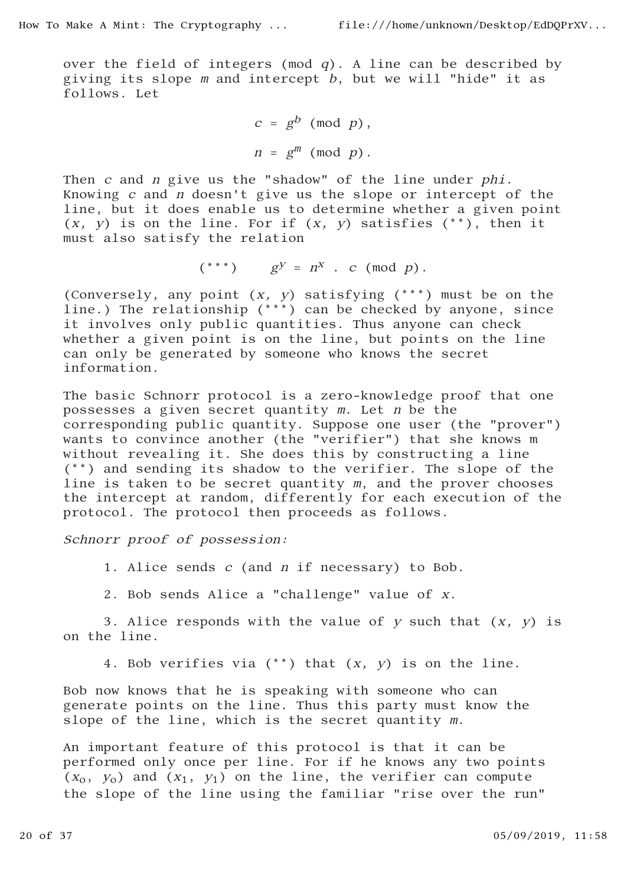over the field of integers (mod $q$). A line can be described by giving its slope $m$ and intercept $b$, but we will "hide" it as follows. Let

$$c = g^b \pmod{p},$$

$$n = g^m \pmod{p}.$$

Then $c$ and $n$ give us the "shadow" of the line under *phi*. Knowing $c$ and $n$ doesn't give us the slope or intercept of the line, but it does enable us to determine whether a given point $(x, y)$ is on the line. For if $(x, y)$ satisfies (**), then it must also satisfy the relation

$$(***) \qquad g^y = n^x \cdot c \pmod{p}.$$

(Conversely, any point $(x, y)$ satisfying (***) must be on the line.) The relationship (***) can be checked by anyone, since it involves only public quantities. Thus anyone can check whether a given point is on the line, but points on the line can only be generated by someone who knows the secret information.

The basic Schnorr protocol is a zero-knowledge proof that one possesses a given secret quantity $m$. Let $n$ be the corresponding public quantity. Suppose one user (the "prover") wants to convince another (the "verifier") that she knows m without revealing it. She does this by constructing a line (**) and sending its shadow to the verifier. The slope of the line is taken to be secret quantity $m$, and the prover chooses the intercept at random, differently for each execution of the protocol. The protocol then proceeds as follows.

*Schnorr proof of possession:*

1. Alice sends $c$ (and $n$ if necessary) to Bob.

2. Bob sends Alice a "challenge" value of $x$.

3. Alice responds with the value of $y$ such that $(x, y)$ is on the line.

4. Bob verifies via (**) that $(x, y)$ is on the line.

Bob now knows that he is speaking with someone who can generate points on the line. Thus this party must know the slope of the line, which is the secret quantity $m$.

An important feature of this protocol is that it can be performed only once per line. For if he knows any two points $(x_0, y_0)$ and $(x_1, y_1)$ on the line, the verifier can compute the slope of the line using the familiar "rise over the run"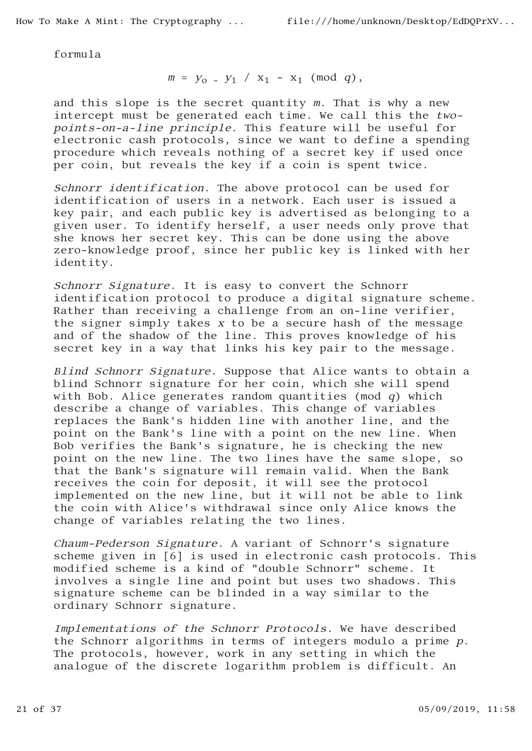formula

$$m = y_0 - y_1 / x_1 - x_1 \pmod{q},$$

and this slope is the secret quantity $m$. That is why a new intercept must be generated each time. We call this the *two-points-on-a-line principle*. This feature will be useful for electronic cash protocols, since we want to define a spending procedure which reveals nothing of a secret key if used once per coin, but reveals the key if a coin is spent twice.

*Schnorr identification.* The above protocol can be used for identification of users in a network. Each user is issued a key pair, and each public key is advertised as belonging to a given user. To identify herself, a user needs only prove that she knows her secret key. This can be done using the above zero-knowledge proof, since her public key is linked with her identity.

*Schnorr Signature.* It is easy to convert the Schnorr identification protocol to produce a digital signature scheme. Rather than receiving a challenge from an on-line verifier, the signer simply takes $x$ to be a secure hash of the message and of the shadow of the line. This proves knowledge of his secret key in a way that links his key pair to the message.

*Blind Schnorr Signature.* Suppose that Alice wants to obtain a blind Schnorr signature for her coin, which she will spend with Bob. Alice generates random quantities (mod $q$) which describe a change of variables. This change of variables replaces the Bank's hidden line with another line, and the point on the Bank's line with a point on the new line. When Bob verifies the Bank's signature, he is checking the new point on the new line. The two lines have the same slope, so that the Bank's signature will remain valid. When the Bank receives the coin for deposit, it will see the protocol implemented on the new line, but it will not be able to link the coin with Alice's withdrawal since only Alice knows the change of variables relating the two lines.

*Chaum-Pederson Signature.* A variant of Schnorr's signature scheme given in [6] is used in electronic cash protocols. This modified scheme is a kind of "double Schnorr" scheme. It involves a single line and point but uses two shadows. This signature scheme can be blinded in a way similar to the ordinary Schnorr signature.

*Implementations of the Schnorr Protocols.* We have described the Schnorr algorithms in terms of integers modulo a prime $p$. The protocols, however, work in any setting in which the analogue of the discrete logarithm problem is difficult. An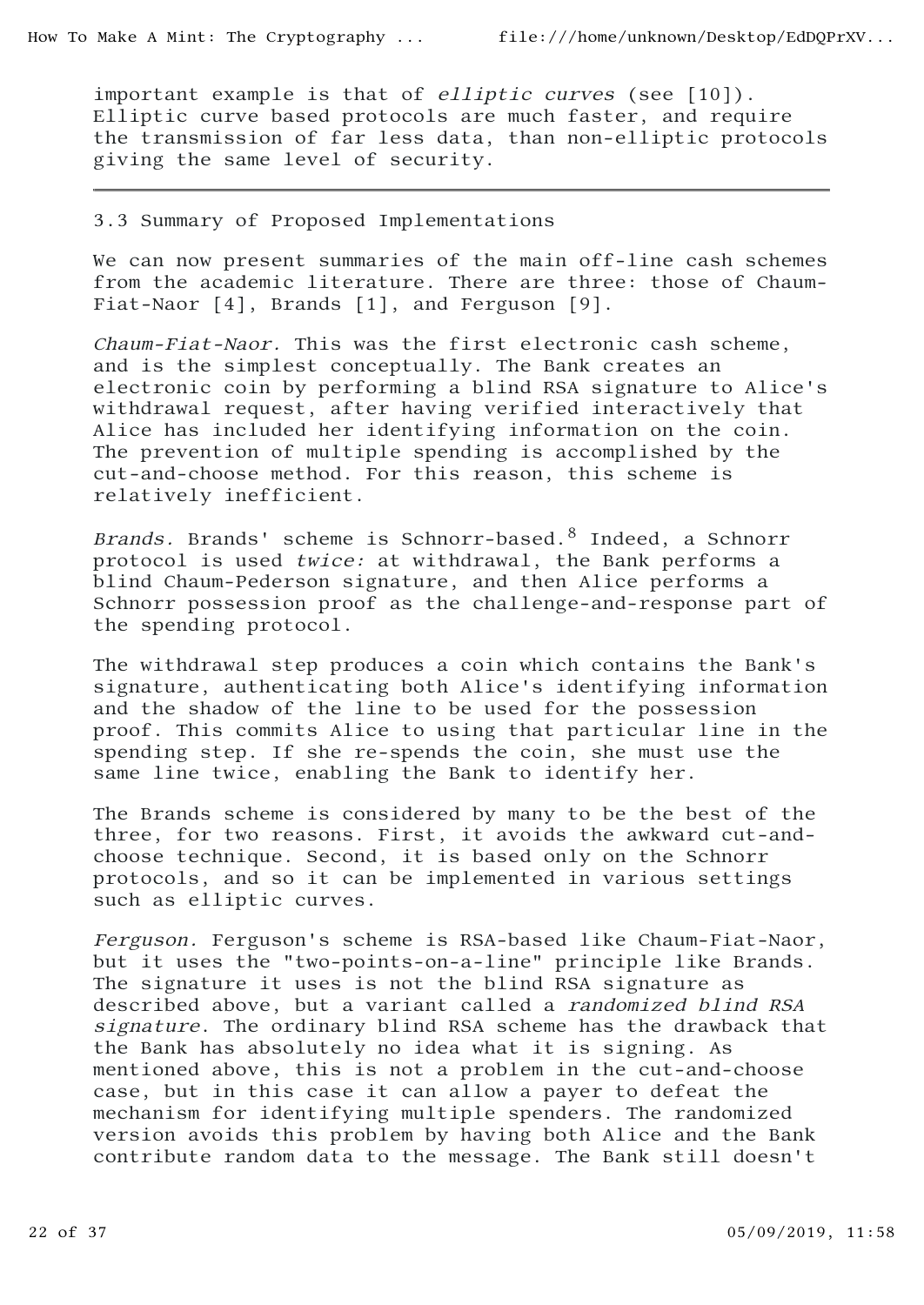important example is that of *elliptic curves* (see [10]). Elliptic curve based protocols are much faster, and require the transmission of far less data, than non-elliptic protocols giving the same level of security.

---

### 3.3 Summary of Proposed Implementations

We can now present summaries of the main off-line cash schemes from the academic literature. There are three: those of Chaum-Fiat-Naor [4], Brands [1], and Ferguson [9].

*Chaum-Fiat-Naor.* This was the first electronic cash scheme, and is the simplest conceptually. The Bank creates an electronic coin by performing a blind RSA signature to Alice's withdrawal request, after having verified interactively that Alice has included her identifying information on the coin. The prevention of multiple spending is accomplished by the cut-and-choose method. For this reason, this scheme is relatively inefficient.

*Brands.* Brands' scheme is Schnorr-based.[8] Indeed, a Schnorr protocol is used *twice:* at withdrawal, the Bank performs a blind Chaum-Pederson signature, and then Alice performs a Schnorr possession proof as the challenge-and-response part of the spending protocol.

The withdrawal step produces a coin which contains the Bank's signature, authenticating both Alice's identifying information and the shadow of the line to be used for the possession proof. This commits Alice to using that particular line in the spending step. If she re-spends the coin, she must use the same line twice, enabling the Bank to identify her.

The Brands scheme is considered by many to be the best of the three, for two reasons. First, it avoids the awkward cut-and-choose technique. Second, it is based only on the Schnorr protocols, and so it can be implemented in various settings such as elliptic curves.

*Ferguson.* Ferguson's scheme is RSA-based like Chaum-Fiat-Naor, but it uses the "two-points-on-a-line" principle like Brands. The signature it uses is not the blind RSA signature as described above, but a variant called a *randomized blind RSA signature*. The ordinary blind RSA scheme has the drawback that the Bank has absolutely no idea what it is signing. As mentioned above, this is not a problem in the cut-and-choose case, but in this case it can allow a payer to defeat the mechanism for identifying multiple spenders. The randomized version avoids this problem by having both Alice and the Bank contribute random data to the message. The Bank still doesn't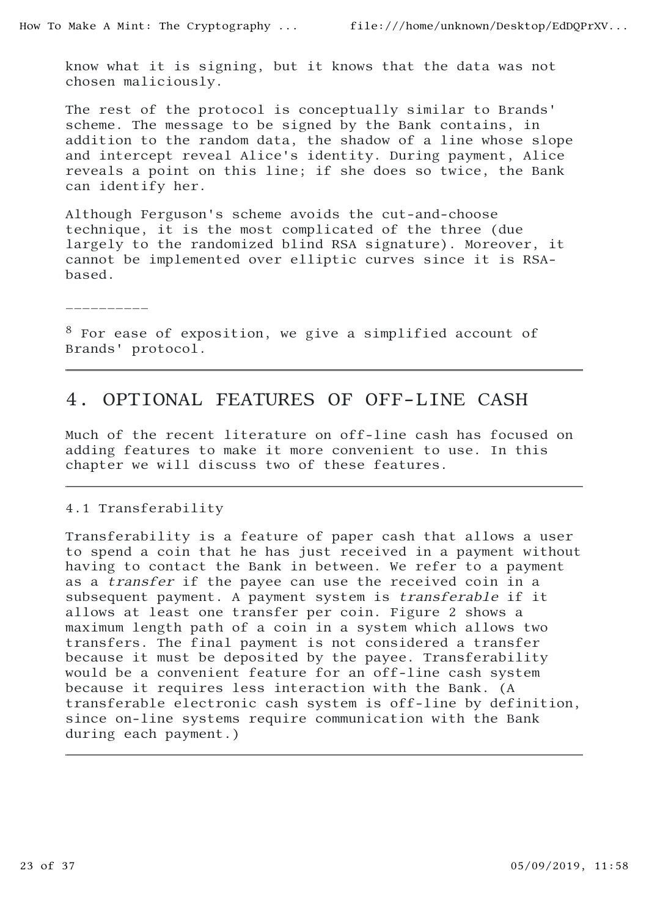know what it is signing, but it knows that the data was not chosen maliciously.

The rest of the protocol is conceptually similar to Brands' scheme. The message to be signed by the Bank contains, in addition to the random data, the shadow of a line whose slope and intercept reveal Alice's identity. During payment, Alice reveals a point on this line; if she does so twice, the Bank can identify her.

Although Ferguson's scheme avoids the cut-and-choose technique, it is the most complicated of the three (due largely to the randomized blind RSA signature). Moreover, it cannot be implemented over elliptic curves since it is RSA-based.

----------

[8] For ease of exposition, we give a simplified account of Brands' protocol.

---

## 4. OPTIONAL FEATURES OF OFF-LINE CASH

Much of the recent literature on off-line cash has focused on adding features to make it more convenient to use. In this chapter we will discuss two of these features.

---

### 4.1 Transferability

Transferability is a feature of paper cash that allows a user to spend a coin that he has just received in a payment without having to contact the Bank in between. We refer to a payment as a *transfer* if the payee can use the received coin in a subsequent payment. A payment system is *transferable* if it allows at least one transfer per coin. Figure 2 shows a maximum length path of a coin in a system which allows two transfers. The final payment is not considered a transfer because it must be deposited by the payee. Transferability would be a convenient feature for an off-line cash system because it requires less interaction with the Bank. (A transferable electronic cash system is off-line by definition, since on-line systems require communication with the Bank during each payment.)

---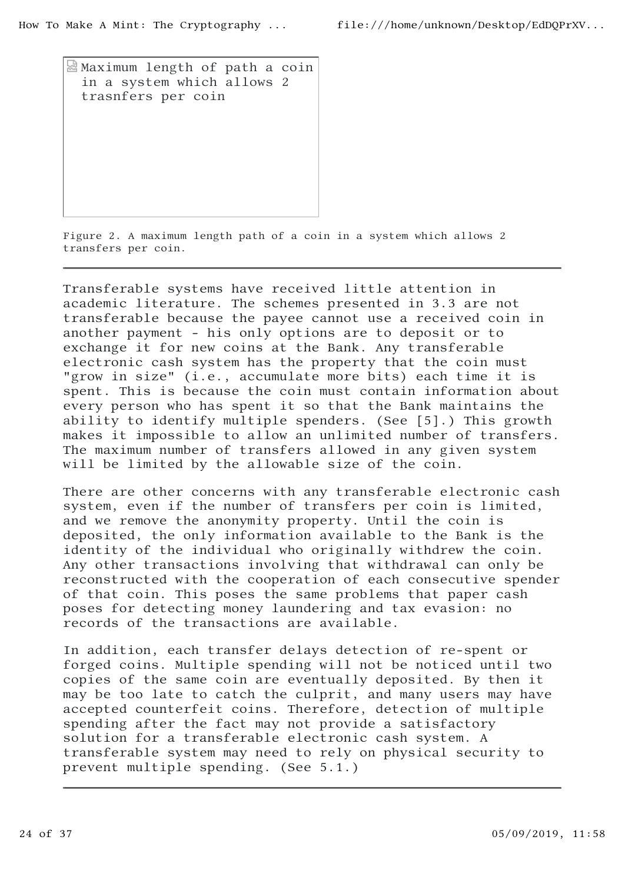Maximum length of path a coin in a system which allows 2 trasnfers per coin

Figure 2. A maximum length path of a coin in a system which allows 2 transfers per coin.

---

Transferable systems have received little attention in academic literature. The schemes presented in 3.3 are not transferable because the payee cannot use a received coin in another payment - his only options are to deposit or to exchange it for new coins at the Bank. Any transferable electronic cash system has the property that the coin must "grow in size" (i.e., accumulate more bits) each time it is spent. This is because the coin must contain information about every person who has spent it so that the Bank maintains the ability to identify multiple spenders. (See [5].) This growth makes it impossible to allow an unlimited number of transfers. The maximum number of transfers allowed in any given system will be limited by the allowable size of the coin.

There are other concerns with any transferable electronic cash system, even if the number of transfers per coin is limited, and we remove the anonymity property. Until the coin is deposited, the only information available to the Bank is the identity of the individual who originally withdrew the coin. Any other transactions involving that withdrawal can only be reconstructed with the cooperation of each consecutive spender of that coin. This poses the same problems that paper cash poses for detecting money laundering and tax evasion: no records of the transactions are available.

In addition, each transfer delays detection of re-spent or forged coins. Multiple spending will not be noticed until two copies of the same coin are eventually deposited. By then it may be too late to catch the culprit, and many users may have accepted counterfeit coins. Therefore, detection of multiple spending after the fact may not provide a satisfactory solution for a transferable electronic cash system. A transferable system may need to rely on physical security to prevent multiple spending. (See 5.1.)

---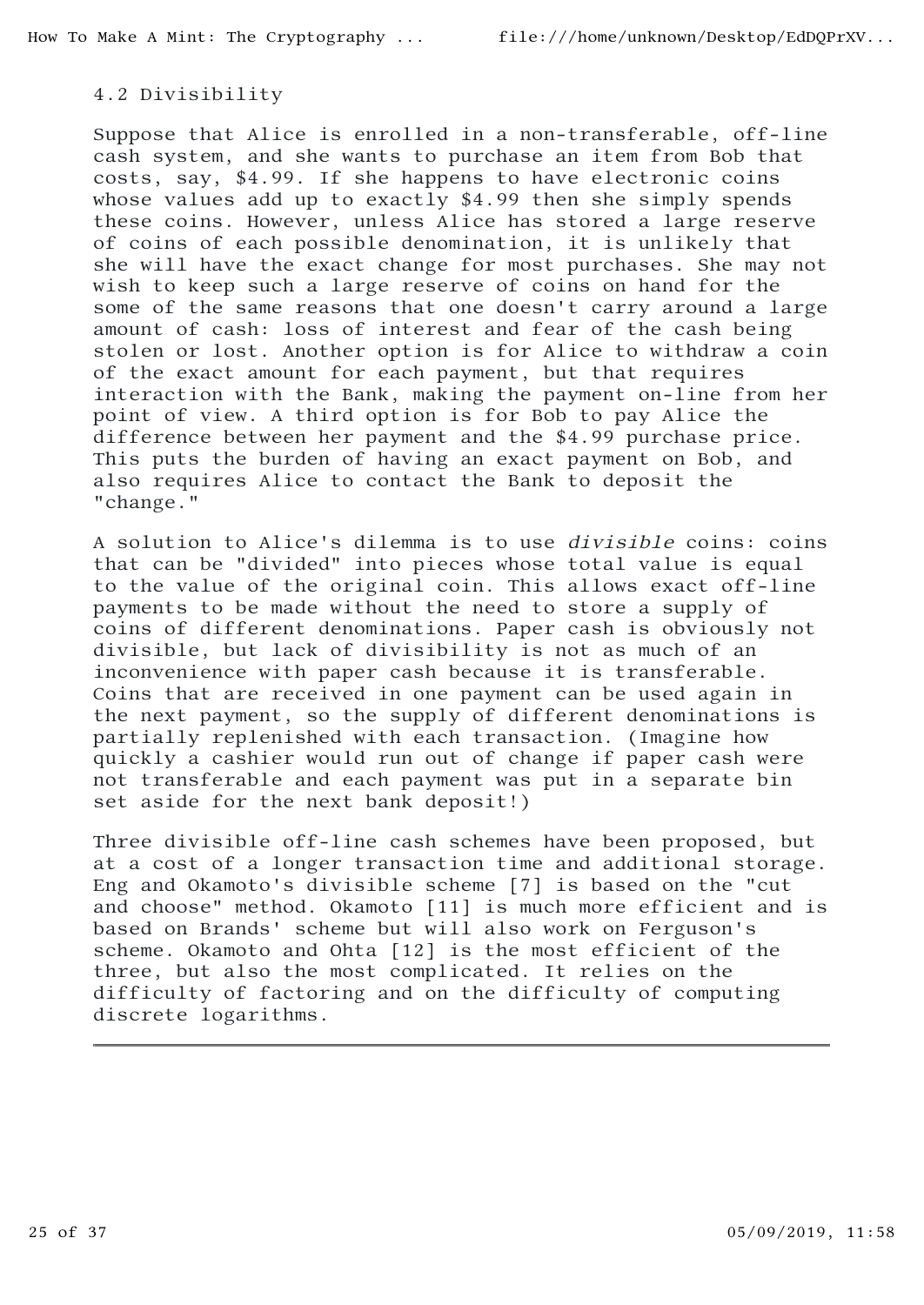### 4.2 Divisibility

Suppose that Alice is enrolled in a non-transferable, off-line cash system, and she wants to purchase an item from Bob that costs, say, $4.99. If she happens to have electronic coins whose values add up to exactly $4.99 then she simply spends these coins. However, unless Alice has stored a large reserve of coins of each possible denomination, it is unlikely that she will have the exact change for most purchases. She may not wish to keep such a large reserve of coins on hand for the some of the same reasons that one doesn't carry around a large amount of cash: loss of interest and fear of the cash being stolen or lost. Another option is for Alice to withdraw a coin of the exact amount for each payment, but that requires interaction with the Bank, making the payment on-line from her point of view. A third option is for Bob to pay Alice the difference between her payment and the $4.99 purchase price. This puts the burden of having an exact payment on Bob, and also requires Alice to contact the Bank to deposit the "change."

A solution to Alice's dilemma is to use *divisible* coins: coins that can be "divided" into pieces whose total value is equal to the value of the original coin. This allows exact off-line payments to be made without the need to store a supply of coins of different denominations. Paper cash is obviously not divisible, but lack of divisibility is not as much of an inconvenience with paper cash because it is transferable. Coins that are received in one payment can be used again in the next payment, so the supply of different denominations is partially replenished with each transaction. (Imagine how quickly a cashier would run out of change if paper cash were not transferable and each payment was put in a separate bin set aside for the next bank deposit!)

Three divisible off-line cash schemes have been proposed, but at a cost of a longer transaction time and additional storage. Eng and Okamoto's divisible scheme [7] is based on the "cut and choose" method. Okamoto [11] is much more efficient and is based on Brands' scheme but will also work on Ferguson's scheme. Okamoto and Ohta [12] is the most efficient of the three, but also the most complicated. It relies on the difficulty of factoring and on the difficulty of computing discrete logarithms.

---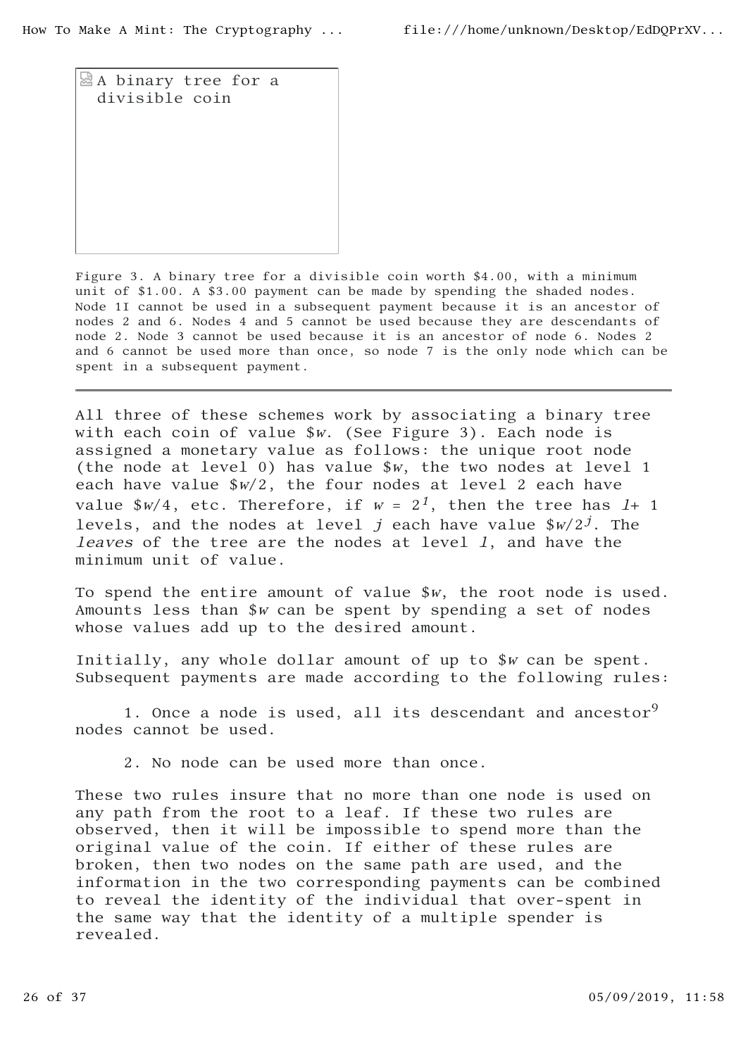A binary tree for a divisible coin

Figure 3. A binary tree for a divisible coin worth $4.00, with a minimum unit of $1.00. A $3.00 payment can be made by spending the shaded nodes. Node 1I cannot be used in a subsequent payment because it is an ancestor of nodes 2 and 6. Nodes 4 and 5 cannot be used because they are descendants of node 2. Node 3 cannot be used because it is an ancestor of node 6. Nodes 2 and 6 cannot be used more than once, so node 7 is the only node which can be spent in a subsequent payment.

---

All three of these schemes work by associating a binary tree with each coin of value $\$w$. (See Figure 3). Each node is assigned a monetary value as follows: the unique root node (the node at level 0) has value $\$w$, the two nodes at level 1 each have value $\$w/2$, the four nodes at level 2 each have value $\$w/4$, etc. Therefore, if $w = 2^l$, then the tree has $l+1$ levels, and the nodes at level $j$ each have value $\$w/2^j$. The *leaves* of the tree are the nodes at level $l$, and have the minimum unit of value.

To spend the entire amount of value $\$w$, the root node is used. Amounts less than $\$w$ can be spent by spending a set of nodes whose values add up to the desired amount.

Initially, any whole dollar amount of up to $\$w$ can be spent. Subsequent payments are made according to the following rules:

1. Once a node is used, all its descendant and ancestor[9] nodes cannot be used.

2. No node can be used more than once.

These two rules insure that no more than one node is used on any path from the root to a leaf. If these two rules are observed, then it will be impossible to spend more than the original value of the coin. If either of these rules are broken, then two nodes on the same path are used, and the information in the two corresponding payments can be combined to reveal the identity of the individual that over-spent in the same way that the identity of a multiple spender is revealed.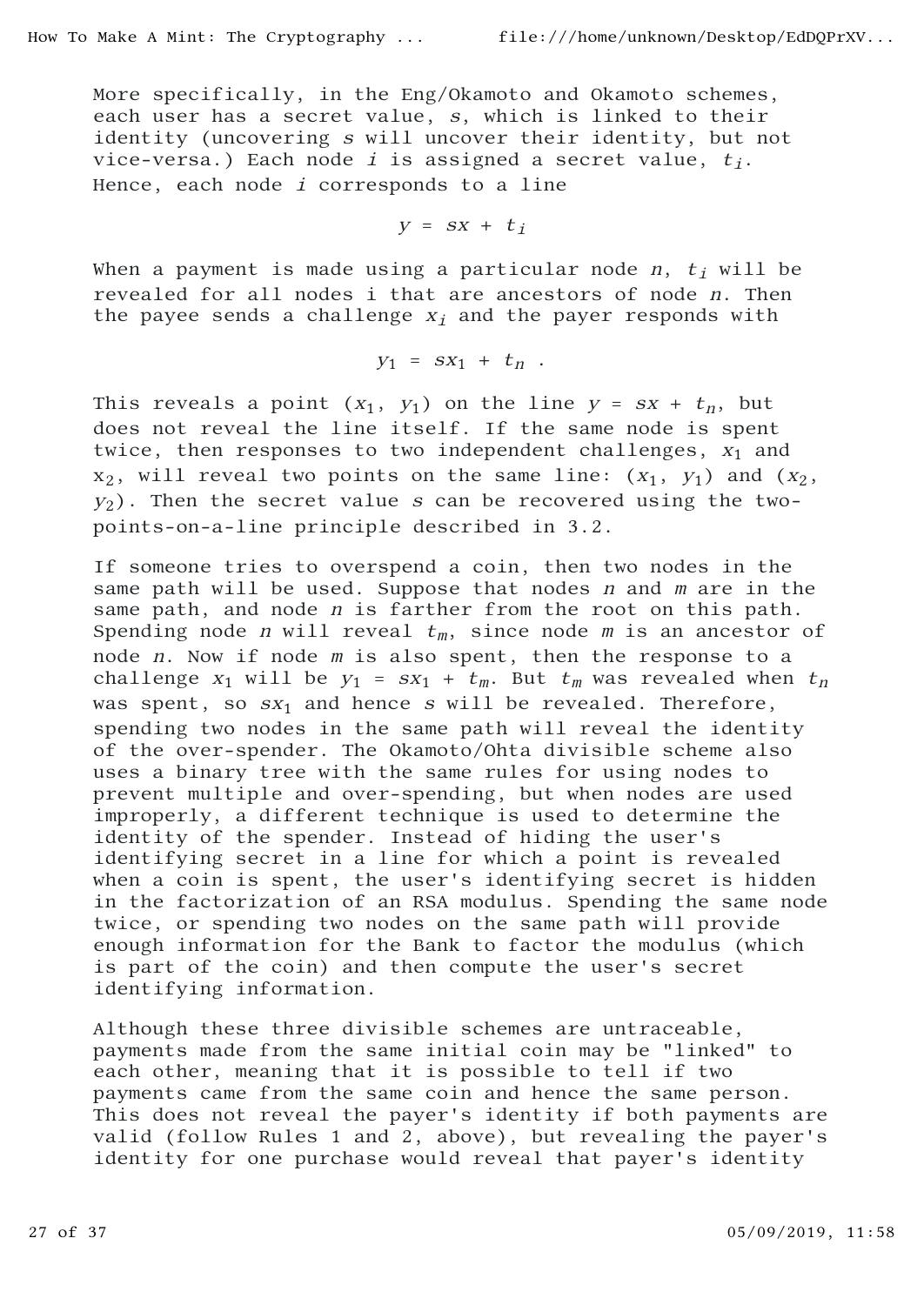More specifically, in the Eng/Okamoto and Okamoto schemes, each user has a secret value, $s$, which is linked to their identity (uncovering $s$ will uncover their identity, but not vice-versa.) Each node $i$ is assigned a secret value, $t_i$. Hence, each node $i$ corresponds to a line

$$y = sx + t_i$$

When a payment is made using a particular node $n$, $t_i$ will be revealed for all nodes i that are ancestors of node $n$. Then the payee sends a challenge $x_i$ and the payer responds with

$$y_1 = sx_1 + t_n .$$

This reveals a point $(x_1, y_1)$ on the line $y = sx + t_n$, but does not reveal the line itself. If the same node is spent twice, then responses to two independent challenges, $x_1$ and $x_2$, will reveal two points on the same line: $(x_1, y_1)$ and $(x_2, y_2)$. Then the secret value $s$ can be recovered using the two-points-on-a-line principle described in 3.2.

If someone tries to overspend a coin, then two nodes in the same path will be used. Suppose that nodes $n$ and $m$ are in the same path, and node $n$ is farther from the root on this path. Spending node $n$ will reveal $t_m$, since node $m$ is an ancestor of node $n$. Now if node $m$ is also spent, then the response to a challenge $x_1$ will be $y_1 = sx_1 + t_m$. But $t_m$ was revealed when $t_n$ was spent, so $sx_1$ and hence $s$ will be revealed. Therefore, spending two nodes in the same path will reveal the identity of the over-spender. The Okamoto/Ohta divisible scheme also uses a binary tree with the same rules for using nodes to prevent multiple and over-spending, but when nodes are used improperly, a different technique is used to determine the identity of the spender. Instead of hiding the user's identifying secret in a line for which a point is revealed when a coin is spent, the user's identifying secret is hidden in the factorization of an RSA modulus. Spending the same node twice, or spending two nodes on the same path will provide enough information for the Bank to factor the modulus (which is part of the coin) and then compute the user's secret identifying information.

Although these three divisible schemes are untraceable, payments made from the same initial coin may be "linked" to each other, meaning that it is possible to tell if two payments came from the same coin and hence the same person. This does not reveal the payer's identity if both payments are valid (follow Rules 1 and 2, above), but revealing the payer's identity for one purchase would reveal that payer's identity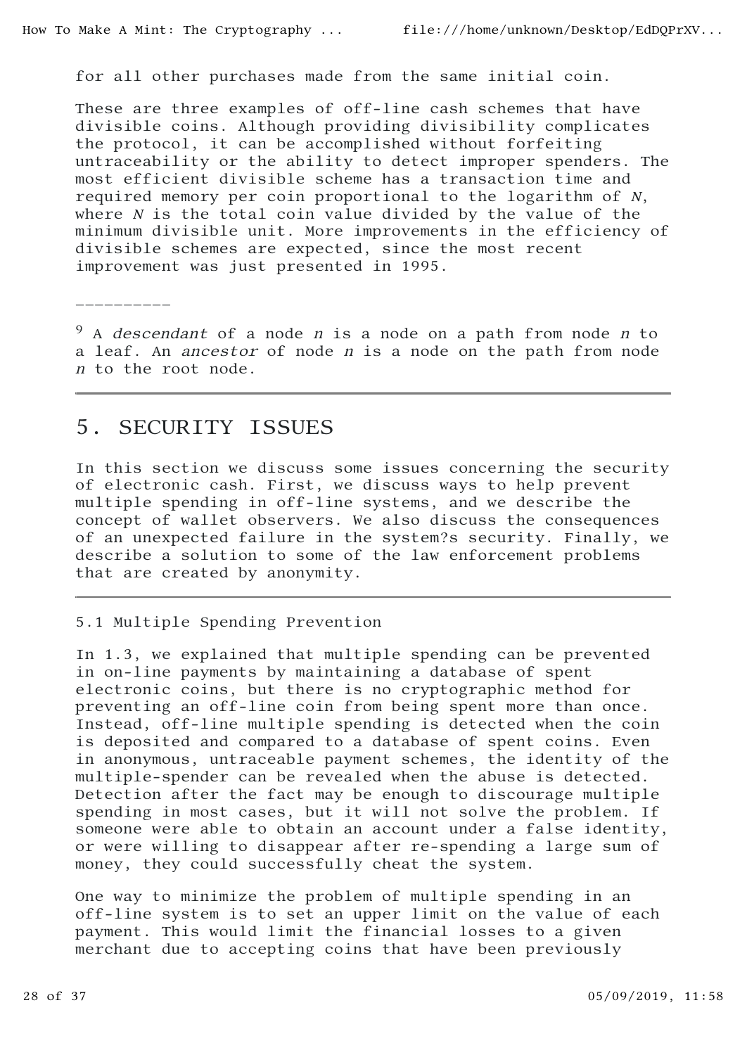for all other purchases made from the same initial coin.

These are three examples of off-line cash schemes that have divisible coins. Although providing divisibility complicates the protocol, it can be accomplished without forfeiting untraceability or the ability to detect improper spenders. The most efficient divisible scheme has a transaction time and required memory per coin proportional to the logarithm of $N$, where $N$ is the total coin value divided by the value of the minimum divisible unit. More improvements in the efficiency of divisible schemes are expected, since the most recent improvement was just presented in 1995.

---

[9] A *descendant* of a node $n$ is a node on a path from node $n$ to a leaf. An *ancestor* of node $n$ is a node on the path from node $n$ to the root node.

---

## 5. SECURITY ISSUES

In this section we discuss some issues concerning the security of electronic cash. First, we discuss ways to help prevent multiple spending in off-line systems, and we describe the concept of wallet observers. We also discuss the consequences of an unexpected failure in the system?s security. Finally, we describe a solution to some of the law enforcement problems that are created by anonymity.

---

### 5.1 Multiple Spending Prevention

In 1.3, we explained that multiple spending can be prevented in on-line payments by maintaining a database of spent electronic coins, but there is no cryptographic method for preventing an off-line coin from being spent more than once. Instead, off-line multiple spending is detected when the coin is deposited and compared to a database of spent coins. Even in anonymous, untraceable payment schemes, the identity of the multiple-spender can be revealed when the abuse is detected. Detection after the fact may be enough to discourage multiple spending in most cases, but it will not solve the problem. If someone were able to obtain an account under a false identity, or were willing to disappear after re-spending a large sum of money, they could successfully cheat the system.

One way to minimize the problem of multiple spending in an off-line system is to set an upper limit on the value of each payment. This would limit the financial losses to a given merchant due to accepting coins that have been previously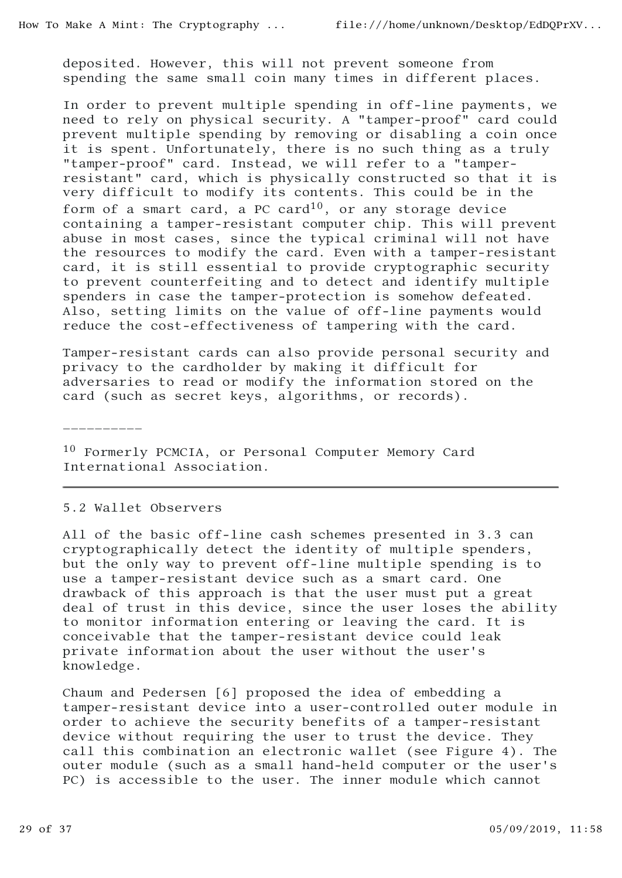deposited. However, this will not prevent someone from spending the same small coin many times in different places.

In order to prevent multiple spending in off-line payments, we need to rely on physical security. A "tamper-proof" card could prevent multiple spending by removing or disabling a coin once it is spent. Unfortunately, there is no such thing as a truly "tamper-proof" card. Instead, we will refer to a "tamper-resistant" card, which is physically constructed so that it is very difficult to modify its contents. This could be in the form of a smart card, a PC card[10], or any storage device containing a tamper-resistant computer chip. This will prevent abuse in most cases, since the typical criminal will not have the resources to modify the card. Even with a tamper-resistant card, it is still essential to provide cryptographic security to prevent counterfeiting and to detect and identify multiple spenders in case the tamper-protection is somehow defeated. Also, setting limits on the value of off-line payments would reduce the cost-effectiveness of tampering with the card.

Tamper-resistant cards can also provide personal security and privacy to the cardholder by making it difficult for adversaries to read or modify the information stored on the card (such as secret keys, algorithms, or records).

---

[10] Formerly PCMCIA, or Personal Computer Memory Card International Association.

---

### 5.2 Wallet Observers

All of the basic off-line cash schemes presented in 3.3 can cryptographically detect the identity of multiple spenders, but the only way to prevent off-line multiple spending is to use a tamper-resistant device such as a smart card. One drawback of this approach is that the user must put a great deal of trust in this device, since the user loses the ability to monitor information entering or leaving the card. It is conceivable that the tamper-resistant device could leak private information about the user without the user's knowledge.

Chaum and Pedersen [6] proposed the idea of embedding a tamper-resistant device into a user-controlled outer module in order to achieve the security benefits of a tamper-resistant device without requiring the user to trust the device. They call this combination an electronic wallet (see Figure 4). The outer module (such as a small hand-held computer or the user's PC) is accessible to the user. The inner module which cannot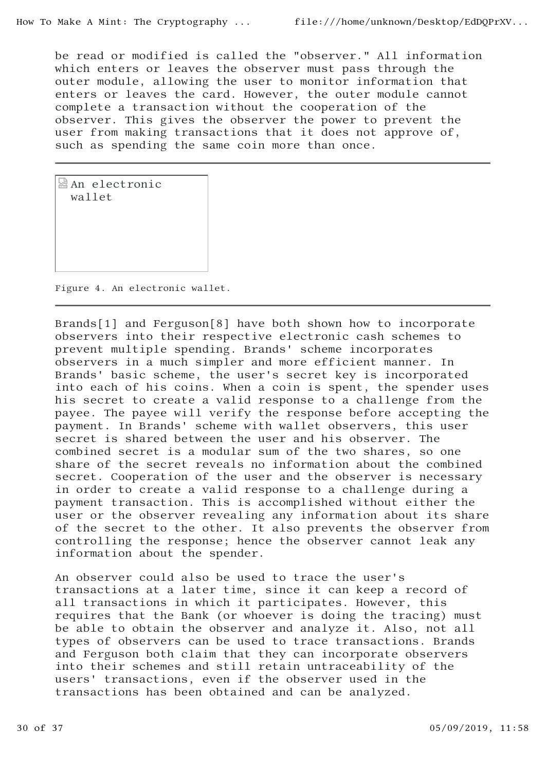be read or modified is called the "observer." All information which enters or leaves the observer must pass through the outer module, allowing the user to monitor information that enters or leaves the card. However, the outer module cannot complete a transaction without the cooperation of the observer. This gives the observer the power to prevent the user from making transactions that it does not approve of, such as spending the same coin more than once.

---

An electronic wallet

Figure 4. An electronic wallet.

---

Brands[1] and Ferguson[8] have both shown how to incorporate observers into their respective electronic cash schemes to prevent multiple spending. Brands' scheme incorporates observers in a much simpler and more efficient manner. In Brands' basic scheme, the user's secret key is incorporated into each of his coins. When a coin is spent, the spender uses his secret to create a valid response to a challenge from the payee. The payee will verify the response before accepting the payment. In Brands' scheme with wallet observers, this user secret is shared between the user and his observer. The combined secret is a modular sum of the two shares, so one share of the secret reveals no information about the combined secret. Cooperation of the user and the observer is necessary in order to create a valid response to a challenge during a payment transaction. This is accomplished without either the user or the observer revealing any information about its share of the secret to the other. It also prevents the observer from controlling the response; hence the observer cannot leak any information about the spender.

An observer could also be used to trace the user's transactions at a later time, since it can keep a record of all transactions in which it participates. However, this requires that the Bank (or whoever is doing the tracing) must be able to obtain the observer and analyze it. Also, not all types of observers can be used to trace transactions. Brands and Ferguson both claim that they can incorporate observers into their schemes and still retain untraceability of the users' transactions, even if the observer used in the transactions has been obtained and can be analyzed.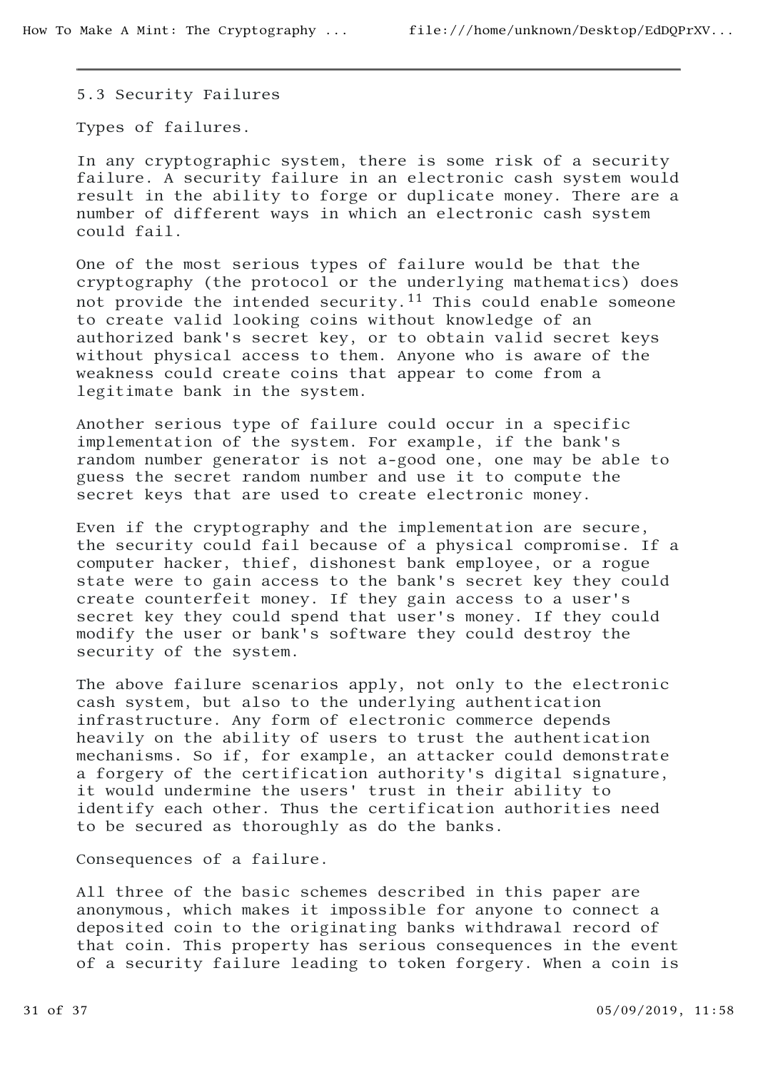### 5.3 Security Failures

#### Types of failures.

In any cryptographic system, there is some risk of a security failure. A security failure in an electronic cash system would result in the ability to forge or duplicate money. There are a number of different ways in which an electronic cash system could fail.

One of the most serious types of failure would be that the cryptography (the protocol or the underlying mathematics) does not provide the intended security.[11] This could enable someone to create valid looking coins without knowledge of an authorized bank's secret key, or to obtain valid secret keys without physical access to them. Anyone who is aware of the weakness could create coins that appear to come from a legitimate bank in the system.

Another serious type of failure could occur in a specific implementation of the system. For example, if the bank's random number generator is not a-good one, one may be able to guess the secret random number and use it to compute the secret keys that are used to create electronic money.

Even if the cryptography and the implementation are secure, the security could fail because of a physical compromise. If a computer hacker, thief, dishonest bank employee, or a rogue state were to gain access to the bank's secret key they could create counterfeit money. If they gain access to a user's secret key they could spend that user's money. If they could modify the user or bank's software they could destroy the security of the system.

The above failure scenarios apply, not only to the electronic cash system, but also to the underlying authentication infrastructure. Any form of electronic commerce depends heavily on the ability of users to trust the authentication mechanisms. So if, for example, an attacker could demonstrate a forgery of the certification authority's digital signature, it would undermine the users' trust in their ability to identify each other. Thus the certification authorities need to be secured as thoroughly as do the banks.

#### Consequences of a failure.

All three of the basic schemes described in this paper are anonymous, which makes it impossible for anyone to connect a deposited coin to the originating banks withdrawal record of that coin. This property has serious consequences in the event of a security failure leading to token forgery. When a coin is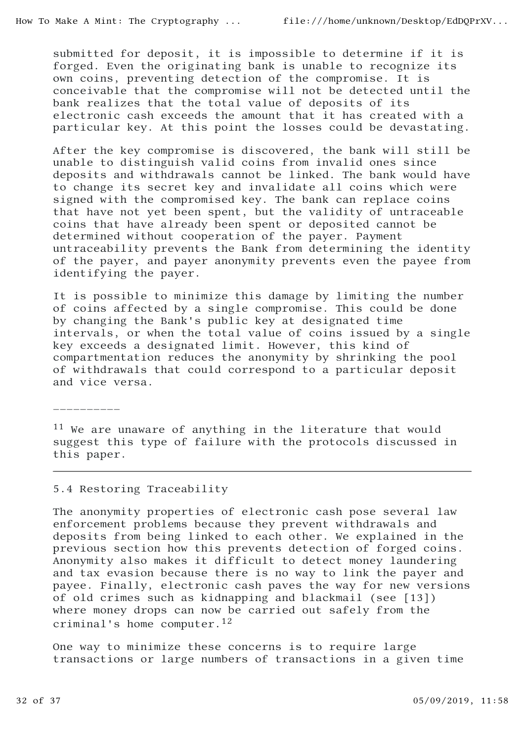submitted for deposit, it is impossible to determine if it is forged. Even the originating bank is unable to recognize its own coins, preventing detection of the compromise. It is conceivable that the compromise will not be detected until the bank realizes that the total value of deposits of its electronic cash exceeds the amount that it has created with a particular key. At this point the losses could be devastating.

After the key compromise is discovered, the bank will still be unable to distinguish valid coins from invalid ones since deposits and withdrawals cannot be linked. The bank would have to change its secret key and invalidate all coins which were signed with the compromised key. The bank can replace coins that have not yet been spent, but the validity of untraceable coins that have already been spent or deposited cannot be determined without cooperation of the payer. Payment untraceability prevents the Bank from determining the identity of the payer, and payer anonymity prevents even the payee from identifying the payer.

It is possible to minimize this damage by limiting the number of coins affected by a single compromise. This could be done by changing the Bank's public key at designated time intervals, or when the total value of coins issued by a single key exceeds a designated limit. However, this kind of compartmentation reduces the anonymity by shrinking the pool of withdrawals that could correspond to a particular deposit and vice versa.

----------

[11] We are unaware of anything in the literature that would suggest this type of failure with the protocols discussed in this paper.

---

### 5.4 Restoring Traceability

The anonymity properties of electronic cash pose several law enforcement problems because they prevent withdrawals and deposits from being linked to each other. We explained in the previous section how this prevents detection of forged coins. Anonymity also makes it difficult to detect money laundering and tax evasion because there is no way to link the payer and payee. Finally, electronic cash paves the way for new versions of old crimes such as kidnapping and blackmail (see [13]) where money drops can now be carried out safely from the criminal's home computer.[12]

One way to minimize these concerns is to require large transactions or large numbers of transactions in a given time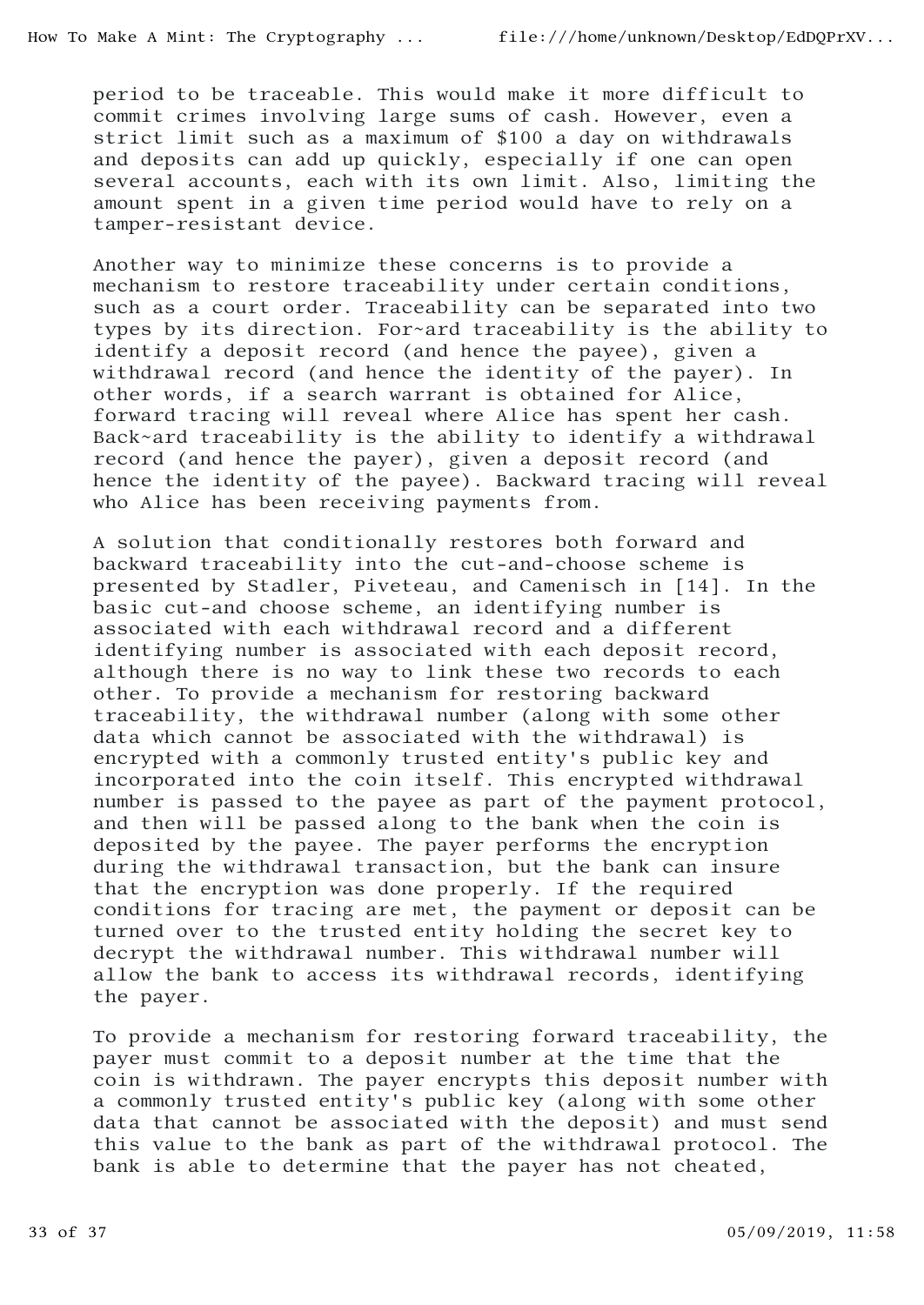period to be traceable. This would make it more difficult to commit crimes involving large sums of cash. However, even a strict limit such as a maximum of $100 a day on withdrawals and deposits can add up quickly, especially if one can open several accounts, each with its own limit. Also, limiting the amount spent in a given time period would have to rely on a tamper-resistant device.

Another way to minimize these concerns is to provide a mechanism to restore traceability under certain conditions, such as a court order. Traceability can be separated into two types by its direction. For~ard traceability is the ability to identify a deposit record (and hence the payee), given a withdrawal record (and hence the identity of the payer). In other words, if a search warrant is obtained for Alice, forward tracing will reveal where Alice has spent her cash. Back~ard traceability is the ability to identify a withdrawal record (and hence the payer), given a deposit record (and hence the identity of the payee). Backward tracing will reveal who Alice has been receiving payments from.

A solution that conditionally restores both forward and backward traceability into the cut-and-choose scheme is presented by Stadler, Piveteau, and Camenisch in [14]. In the basic cut-and choose scheme, an identifying number is associated with each withdrawal record and a different identifying number is associated with each deposit record, although there is no way to link these two records to each other. To provide a mechanism for restoring backward traceability, the withdrawal number (along with some other data which cannot be associated with the withdrawal) is encrypted with a commonly trusted entity's public key and incorporated into the coin itself. This encrypted withdrawal number is passed to the payee as part of the payment protocol, and then will be passed along to the bank when the coin is deposited by the payee. The payer performs the encryption during the withdrawal transaction, but the bank can insure that the encryption was done properly. If the required conditions for tracing are met, the payment or deposit can be turned over to the trusted entity holding the secret key to decrypt the withdrawal number. This withdrawal number will allow the bank to access its withdrawal records, identifying the payer.

To provide a mechanism for restoring forward traceability, the payer must commit to a deposit number at the time that the coin is withdrawn. The payer encrypts this deposit number with a commonly trusted entity's public key (along with some other data that cannot be associated with the deposit) and must send this value to the bank as part of the withdrawal protocol. The bank is able to determine that the payer has not cheated,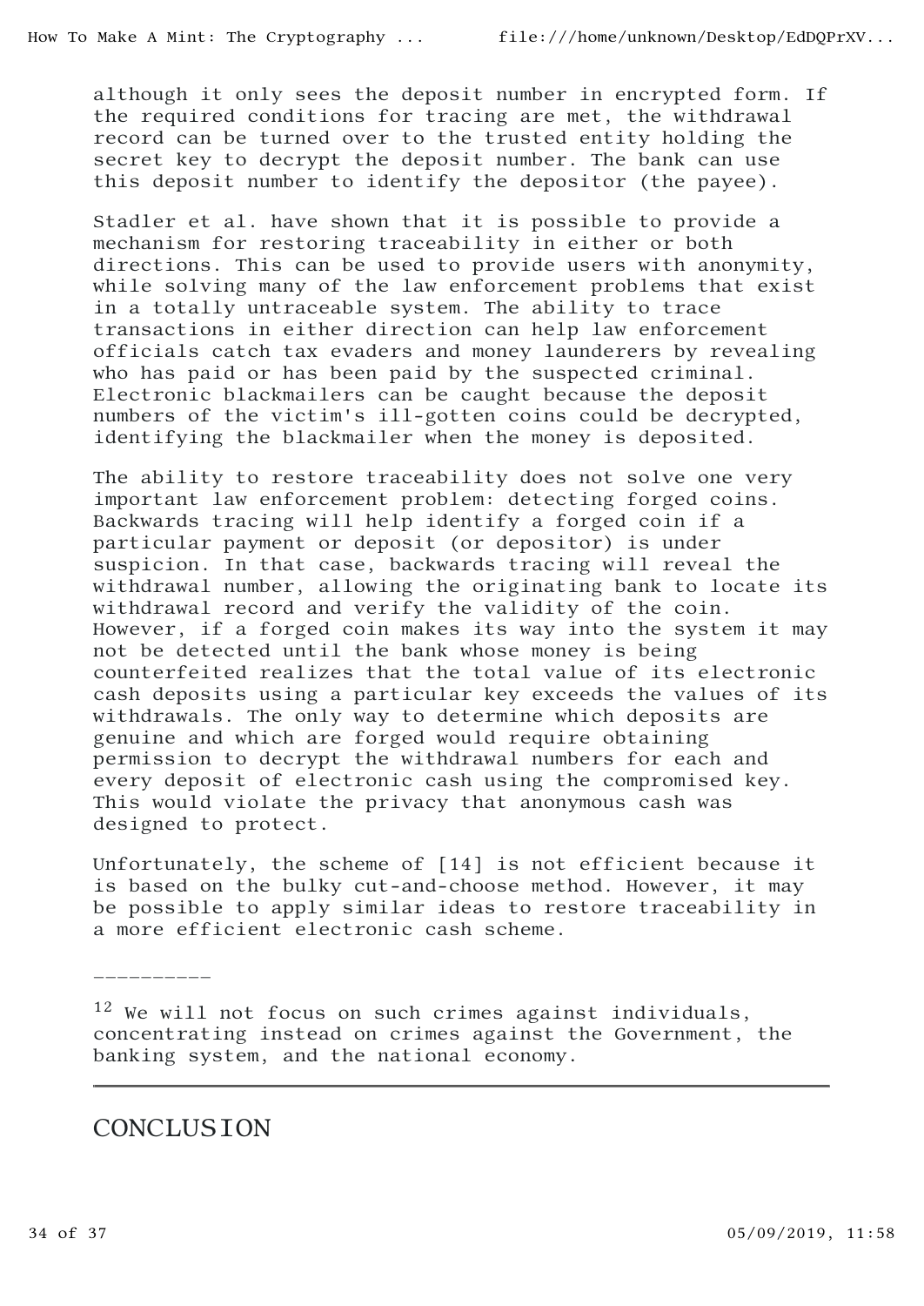although it only sees the deposit number in encrypted form. If the required conditions for tracing are met, the withdrawal record can be turned over to the trusted entity holding the secret key to decrypt the deposit number. The bank can use this deposit number to identify the depositor (the payee).

Stadler et al. have shown that it is possible to provide a mechanism for restoring traceability in either or both directions. This can be used to provide users with anonymity, while solving many of the law enforcement problems that exist in a totally untraceable system. The ability to trace transactions in either direction can help law enforcement officials catch tax evaders and money launderers by revealing who has paid or has been paid by the suspected criminal. Electronic blackmailers can be caught because the deposit numbers of the victim's ill-gotten coins could be decrypted, identifying the blackmailer when the money is deposited.

The ability to restore traceability does not solve one very important law enforcement problem: detecting forged coins. Backwards tracing will help identify a forged coin if a particular payment or deposit (or depositor) is under suspicion. In that case, backwards tracing will reveal the withdrawal number, allowing the originating bank to locate its withdrawal record and verify the validity of the coin. However, if a forged coin makes its way into the system it may not be detected until the bank whose money is being counterfeited realizes that the total value of its electronic cash deposits using a particular key exceeds the values of its withdrawals. The only way to determine which deposits are genuine and which are forged would require obtaining permission to decrypt the withdrawal numbers for each and every deposit of electronic cash using the compromised key. This would violate the privacy that anonymous cash was designed to protect.

Unfortunately, the scheme of [14] is not efficient because it is based on the bulky cut-and-choose method. However, it may be possible to apply similar ideas to restore traceability in a more efficient electronic cash scheme.

---

[12] We will not focus on such crimes against individuals, concentrating instead on crimes against the Government, the banking system, and the national economy.

---

## CONCLUSION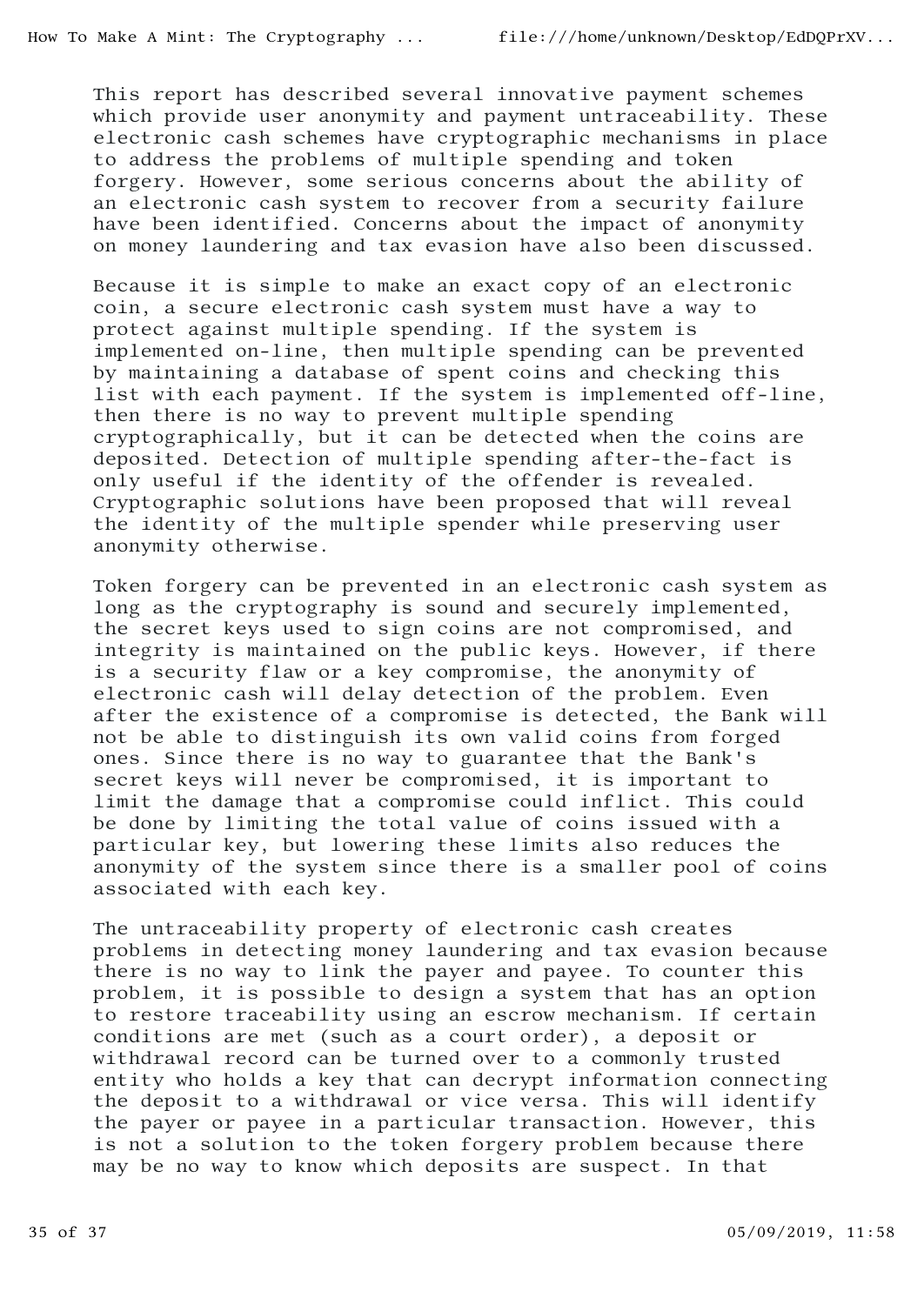This report has described several innovative payment schemes which provide user anonymity and payment untraceability. These electronic cash schemes have cryptographic mechanisms in place to address the problems of multiple spending and token forgery. However, some serious concerns about the ability of an electronic cash system to recover from a security failure have been identified. Concerns about the impact of anonymity on money laundering and tax evasion have also been discussed.

Because it is simple to make an exact copy of an electronic coin, a secure electronic cash system must have a way to protect against multiple spending. If the system is implemented on-line, then multiple spending can be prevented by maintaining a database of spent coins and checking this list with each payment. If the system is implemented off-line, then there is no way to prevent multiple spending cryptographically, but it can be detected when the coins are deposited. Detection of multiple spending after-the-fact is only useful if the identity of the offender is revealed. Cryptographic solutions have been proposed that will reveal the identity of the multiple spender while preserving user anonymity otherwise.

Token forgery can be prevented in an electronic cash system as long as the cryptography is sound and securely implemented, the secret keys used to sign coins are not compromised, and integrity is maintained on the public keys. However, if there is a security flaw or a key compromise, the anonymity of electronic cash will delay detection of the problem. Even after the existence of a compromise is detected, the Bank will not be able to distinguish its own valid coins from forged ones. Since there is no way to guarantee that the Bank's secret keys will never be compromised, it is important to limit the damage that a compromise could inflict. This could be done by limiting the total value of coins issued with a particular key, but lowering these limits also reduces the anonymity of the system since there is a smaller pool of coins associated with each key.

The untraceability property of electronic cash creates problems in detecting money laundering and tax evasion because there is no way to link the payer and payee. To counter this problem, it is possible to design a system that has an option to restore traceability using an escrow mechanism. If certain conditions are met (such as a court order), a deposit or withdrawal record can be turned over to a commonly trusted entity who holds a key that can decrypt information connecting the deposit to a withdrawal or vice versa. This will identify the payer or payee in a particular transaction. However, this is not a solution to the token forgery problem because there may be no way to know which deposits are suspect. In that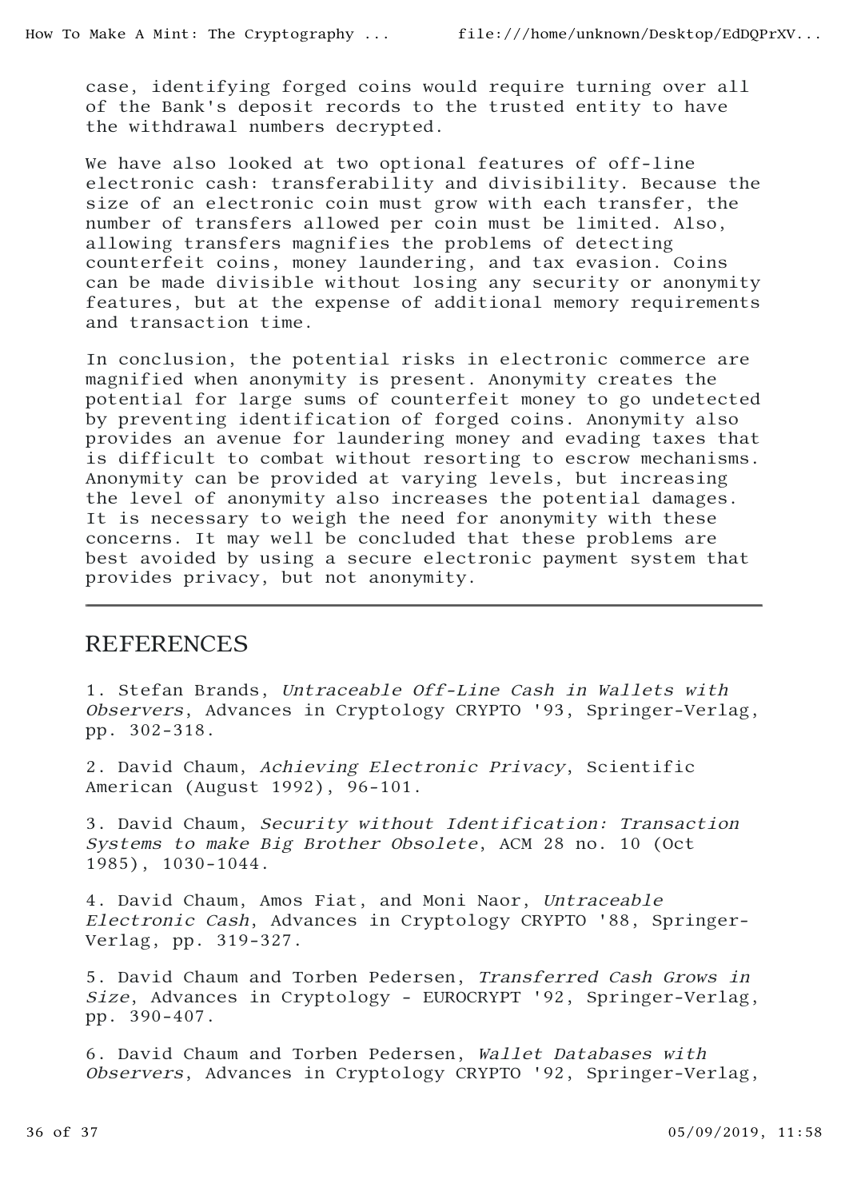case, identifying forged coins would require turning over all of the Bank's deposit records to the trusted entity to have the withdrawal numbers decrypted.

We have also looked at two optional features of off-line electronic cash: transferability and divisibility. Because the size of an electronic coin must grow with each transfer, the number of transfers allowed per coin must be limited. Also, allowing transfers magnifies the problems of detecting counterfeit coins, money laundering, and tax evasion. Coins can be made divisible without losing any security or anonymity features, but at the expense of additional memory requirements and transaction time.

In conclusion, the potential risks in electronic commerce are magnified when anonymity is present. Anonymity creates the potential for large sums of counterfeit money to go undetected by preventing identification of forged coins. Anonymity also provides an avenue for laundering money and evading taxes that is difficult to combat without resorting to escrow mechanisms. Anonymity can be provided at varying levels, but increasing the level of anonymity also increases the potential damages. It is necessary to weigh the need for anonymity with these concerns. It may well be concluded that these problems are best avoided by using a secure electronic payment system that provides privacy, but not anonymity.

---

## REFERENCES

1. Stefan Brands, *Untraceable Off-Line Cash in Wallets with Observers*, Advances in Cryptology CRYPTO '93, Springer-Verlag, pp. 302-318.

2. David Chaum, *Achieving Electronic Privacy*, Scientific American (August 1992), 96-101.

3. David Chaum, *Security without Identification: Transaction Systems to make Big Brother Obsolete*, ACM 28 no. 10 (Oct 1985), 1030-1044.

4. David Chaum, Amos Fiat, and Moni Naor, *Untraceable Electronic Cash*, Advances in Cryptology CRYPTO '88, Springer-Verlag, pp. 319-327.

5. David Chaum and Torben Pedersen, *Transferred Cash Grows in Size*, Advances in Cryptology - EUROCRYPT '92, Springer-Verlag, pp. 390-407.

6. David Chaum and Torben Pedersen, *Wallet Databases with Observers*, Advances in Cryptology CRYPTO '92, Springer-Verlag,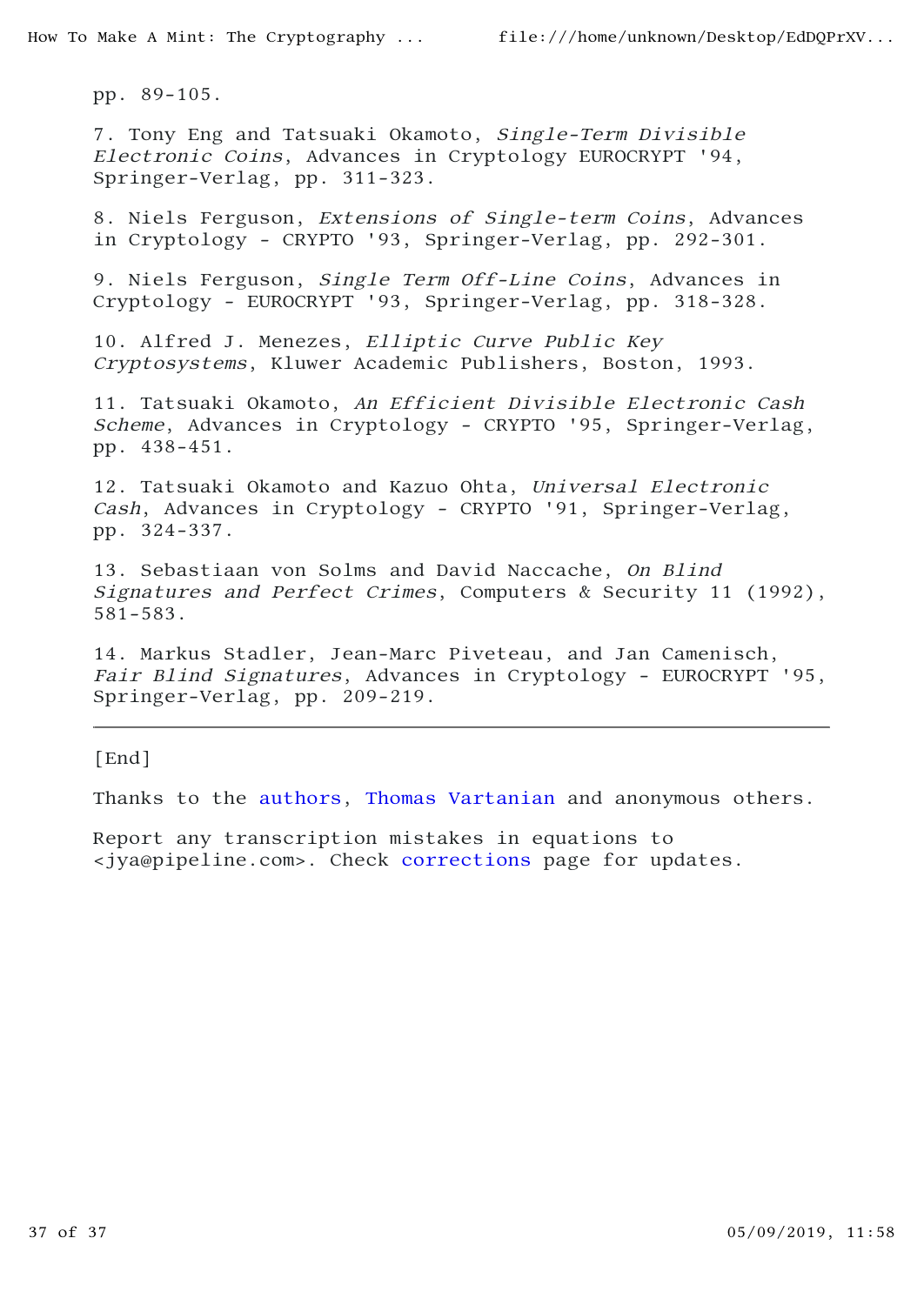pp. 89-105.

7. Tony Eng and Tatsuaki Okamoto, *Single-Term Divisible Electronic Coins*, Advances in Cryptology EUROCRYPT '94, Springer-Verlag, pp. 311-323.

8. Niels Ferguson, *Extensions of Single-term Coins*, Advances in Cryptology - CRYPTO '93, Springer-Verlag, pp. 292-301.

9. Niels Ferguson, *Single Term Off-Line Coins*, Advances in Cryptology - EUROCRYPT '93, Springer-Verlag, pp. 318-328.

10. Alfred J. Menezes, *Elliptic Curve Public Key Cryptosystems*, Kluwer Academic Publishers, Boston, 1993.

11. Tatsuaki Okamoto, *An Efficient Divisible Electronic Cash Scheme*, Advances in Cryptology - CRYPTO '95, Springer-Verlag, pp. 438-451.

12. Tatsuaki Okamoto and Kazuo Ohta, *Universal Electronic Cash*, Advances in Cryptology - CRYPTO '91, Springer-Verlag, pp. 324-337.

13. Sebastiaan von Solms and David Naccache, *On Blind Signatures and Perfect Crimes*, Computers & Security 11 (1992), 581-583.

14. Markus Stadler, Jean-Marc Piveteau, and Jan Camenisch, *Fair Blind Signatures*, Advances in Cryptology - EUROCRYPT '95, Springer-Verlag, pp. 209-219.

---

[End]

Thanks to the authors, Thomas Vartanian and anonymous others.

Report any transcription mistakes in equations to <jya@pipeline.com>. Check corrections page for updates.